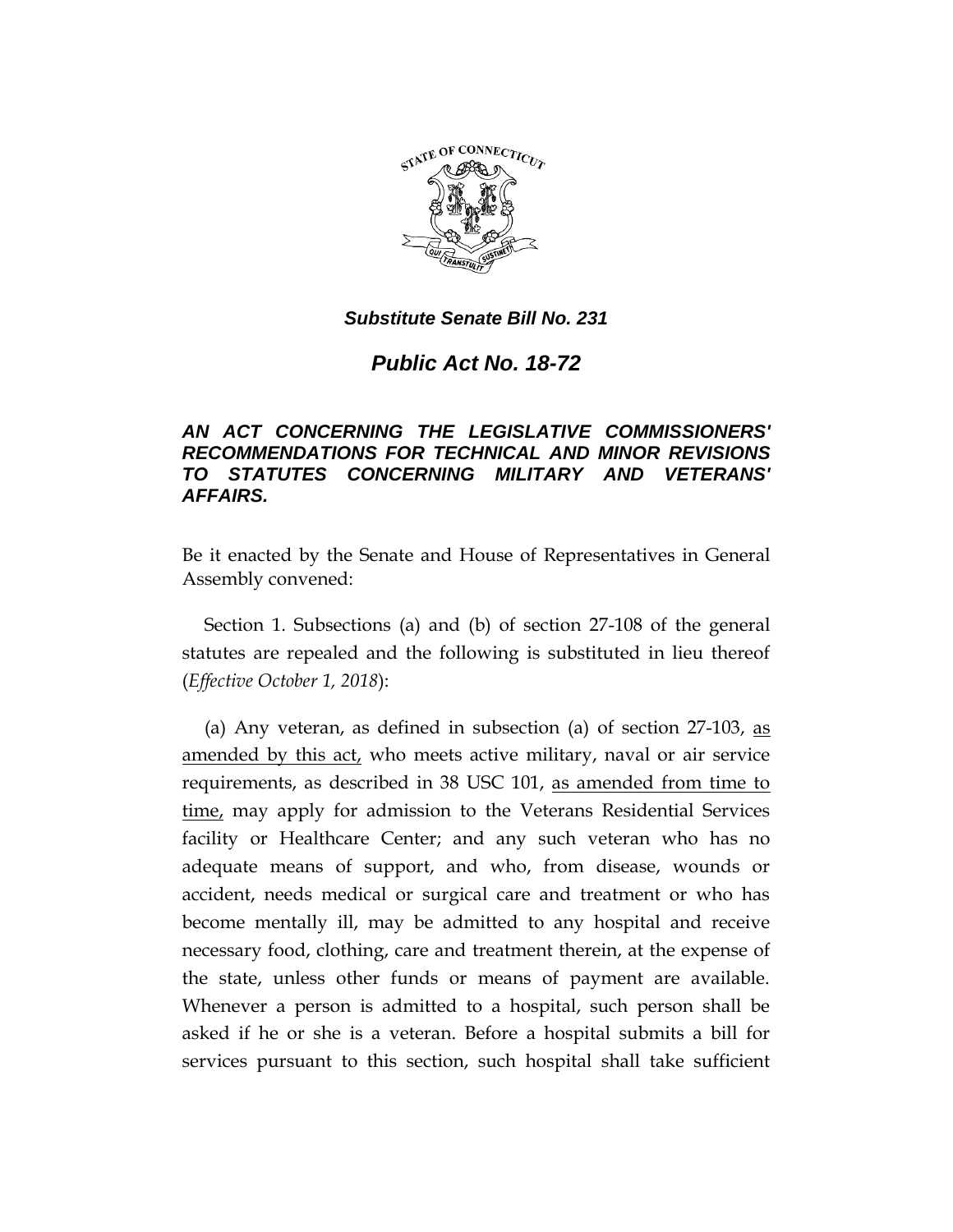***Substitute Senate Bill No. 231***

***Public Act No. 18-72***

***AN ACT CONCERNING THE LEGISLATIVE COMMISSIONERS' RECOMMENDATIONS FOR TECHNICAL AND MINOR REVISIONS TO STATUTES CONCERNING MILITARY AND VETERANS' AFFAIRS.***

Be it enacted by the Senate and House of Representatives in General Assembly convened:

Section 1. Subsections (a) and (b) of section 27-108 of the general statutes are repealed and the following is substituted in lieu thereof (*Effective October 1, 2018*):

(a) Any veteran, as defined in subsection (a) of section 27-103, <u>as amended by this act,</u> who meets active military, naval or air service requirements, as described in 38 USC 101, <u>as amended from time to time,</u> may apply for admission to the Veterans Residential Services facility or Healthcare Center; and any such veteran who has no adequate means of support, and who, from disease, wounds or accident, needs medical or surgical care and treatment or who has become mentally ill, may be admitted to any hospital and receive necessary food, clothing, care and treatment therein, at the expense of the state, unless other funds or means of payment are available. Whenever a person is admitted to a hospital, such person shall be asked if he or she is a veteran. Before a hospital submits a bill for services pursuant to this section, such hospital shall take sufficient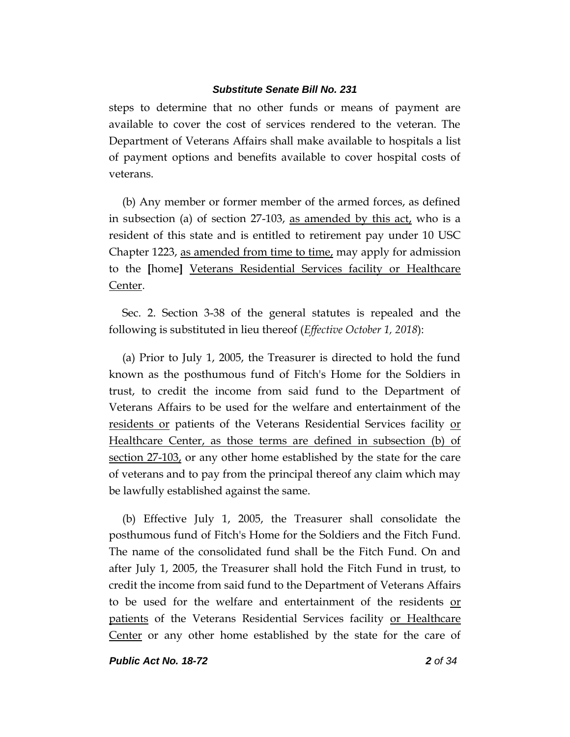steps to determine that no other funds or means of payment are available to cover the cost of services rendered to the veteran. The Department of Veterans Affairs shall make available to hospitals a list of payment options and benefits available to cover hospital costs of veterans.

(b) Any member or former member of the armed forces, as defined in subsection (a) of section 27-103, <u>as amended by this act,</u> who is a resident of this state and is entitled to retirement pay under 10 USC Chapter 1223, <u>as amended from time to time,</u> may apply for admission to the **[**home**]** <u>Veterans Residential Services facility or Healthcare Center</u>.

Sec. 2. Section 3-38 of the general statutes is repealed and the following is substituted in lieu thereof (*Effective October 1, 2018*):

(a) Prior to July 1, 2005, the Treasurer is directed to hold the fund known as the posthumous fund of Fitch's Home for the Soldiers in trust, to credit the income from said fund to the Department of Veterans Affairs to be used for the welfare and entertainment of the <u>residents or</u> patients of the Veterans Residential Services facility <u>or Healthcare Center, as those terms are defined in subsection (b) of section 27-103,</u> or any other home established by the state for the care of veterans and to pay from the principal thereof any claim which may be lawfully established against the same.

(b) Effective July 1, 2005, the Treasurer shall consolidate the posthumous fund of Fitch's Home for the Soldiers and the Fitch Fund. The name of the consolidated fund shall be the Fitch Fund. On and after July 1, 2005, the Treasurer shall hold the Fitch Fund in trust, to credit the income from said fund to the Department of Veterans Affairs to be used for the welfare and entertainment of the residents <u>or patients</u> of the Veterans Residential Services facility <u>or Healthcare Center</u> or any other home established by the state for the care of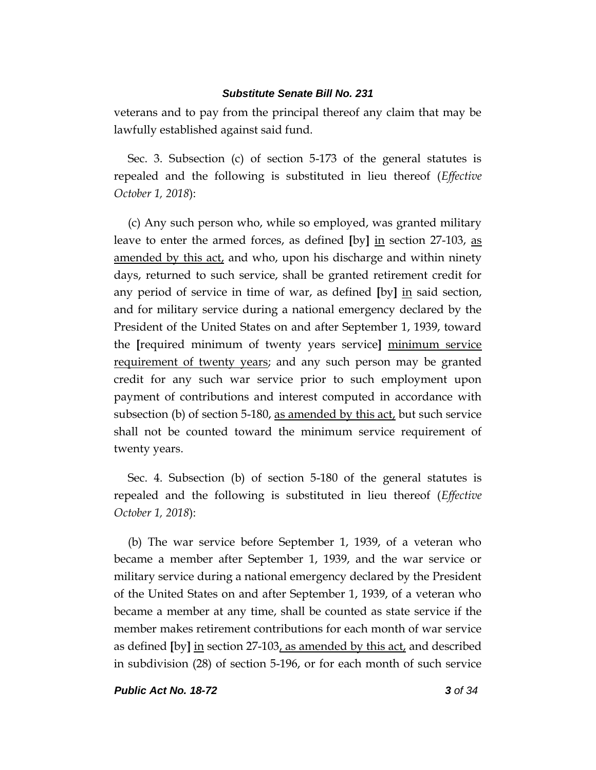veterans and to pay from the principal thereof any claim that may be lawfully established against said fund.

Sec. 3. Subsection (c) of section 5-173 of the general statutes is repealed and the following is substituted in lieu thereof (*Effective October 1, 2018*):

(c) Any such person who, while so employed, was granted military leave to enter the armed forces, as defined **[**by**]** <u>in</u> section 27-103, <u>as amended by this act,</u> and who, upon his discharge and within ninety days, returned to such service, shall be granted retirement credit for any period of service in time of war, as defined **[**by**]** <u>in</u> said section, and for military service during a national emergency declared by the President of the United States on and after September 1, 1939, toward the **[**required minimum of twenty years service**]** <u>minimum service requirement of twenty years</u>; and any such person may be granted credit for any such war service prior to such employment upon payment of contributions and interest computed in accordance with subsection (b) of section 5-180, <u>as amended by this act,</u> but such service shall not be counted toward the minimum service requirement of twenty years.

Sec. 4. Subsection (b) of section 5-180 of the general statutes is repealed and the following is substituted in lieu thereof (*Effective October 1, 2018*):

(b) The war service before September 1, 1939, of a veteran who became a member after September 1, 1939, and the war service or military service during a national emergency declared by the President of the United States on and after September 1, 1939, of a veteran who became a member at any time, shall be counted as state service if the member makes retirement contributions for each month of war service as defined **[**by**]** <u>in</u> section 27-103<u>, as amended by this act,</u> and described in subdivision (28) of section 5-196, or for each month of such service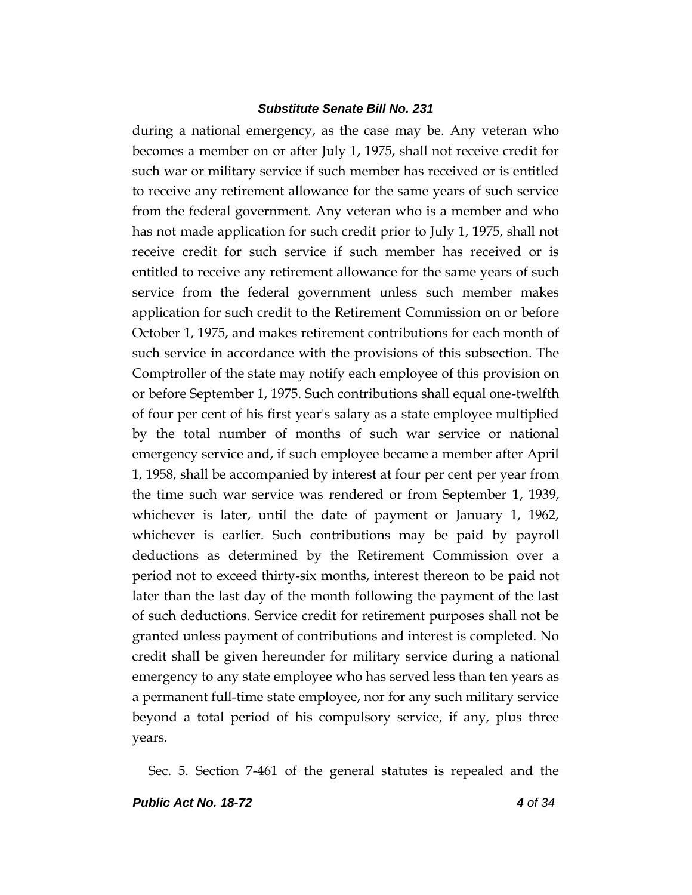during a national emergency, as the case may be. Any veteran who becomes a member on or after July 1, 1975, shall not receive credit for such war or military service if such member has received or is entitled to receive any retirement allowance for the same years of such service from the federal government. Any veteran who is a member and who has not made application for such credit prior to July 1, 1975, shall not receive credit for such service if such member has received or is entitled to receive any retirement allowance for the same years of such service from the federal government unless such member makes application for such credit to the Retirement Commission on or before October 1, 1975, and makes retirement contributions for each month of such service in accordance with the provisions of this subsection. The Comptroller of the state may notify each employee of this provision on or before September 1, 1975. Such contributions shall equal one-twelfth of four per cent of his first year's salary as a state employee multiplied by the total number of months of such war service or national emergency service and, if such employee became a member after April 1, 1958, shall be accompanied by interest at four per cent per year from the time such war service was rendered or from September 1, 1939, whichever is later, until the date of payment or January 1, 1962, whichever is earlier. Such contributions may be paid by payroll deductions as determined by the Retirement Commission over a period not to exceed thirty-six months, interest thereon to be paid not later than the last day of the month following the payment of the last of such deductions. Service credit for retirement purposes shall not be granted unless payment of contributions and interest is completed. No credit shall be given hereunder for military service during a national emergency to any state employee who has served less than ten years as a permanent full-time state employee, nor for any such military service beyond a total period of his compulsory service, if any, plus three years.

Sec. 5. Section 7-461 of the general statutes is repealed and the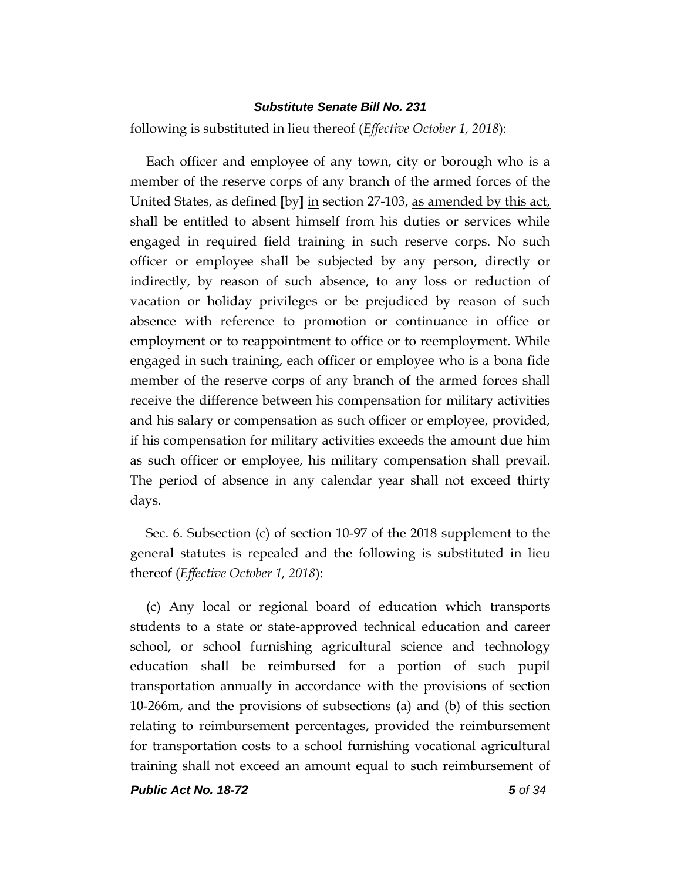following is substituted in lieu thereof (*Effective October 1, 2018*):

Each officer and employee of any town, city or borough who is a member of the reserve corps of any branch of the armed forces of the United States, as defined **[**by**]** <u>in</u> section 27-103, <u>as amended by this act,</u> shall be entitled to absent himself from his duties or services while engaged in required field training in such reserve corps. No such officer or employee shall be subjected by any person, directly or indirectly, by reason of such absence, to any loss or reduction of vacation or holiday privileges or be prejudiced by reason of such absence with reference to promotion or continuance in office or employment or to reappointment to office or to reemployment. While engaged in such training, each officer or employee who is a bona fide member of the reserve corps of any branch of the armed forces shall receive the difference between his compensation for military activities and his salary or compensation as such officer or employee, provided, if his compensation for military activities exceeds the amount due him as such officer or employee, his military compensation shall prevail. The period of absence in any calendar year shall not exceed thirty days.

Sec. 6. Subsection (c) of section 10-97 of the 2018 supplement to the general statutes is repealed and the following is substituted in lieu thereof (*Effective October 1, 2018*):

(c) Any local or regional board of education which transports students to a state or state-approved technical education and career school, or school furnishing agricultural science and technology education shall be reimbursed for a portion of such pupil transportation annually in accordance with the provisions of section 10-266m, and the provisions of subsections (a) and (b) of this section relating to reimbursement percentages, provided the reimbursement for transportation costs to a school furnishing vocational agricultural training shall not exceed an amount equal to such reimbursement of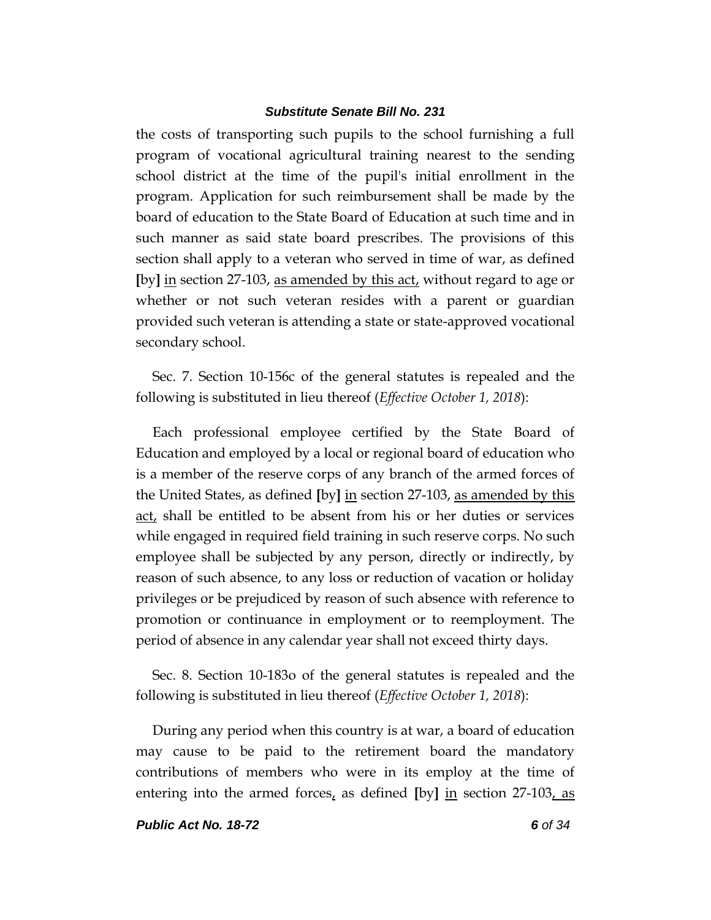the costs of transporting such pupils to the school furnishing a full program of vocational agricultural training nearest to the sending school district at the time of the pupil's initial enrollment in the program. Application for such reimbursement shall be made by the board of education to the State Board of Education at such time and in such manner as said state board prescribes. The provisions of this section shall apply to a veteran who served in time of war, as defined **[**by**]** <u>in</u> section 27-103, <u>as amended by this act,</u> without regard to age or whether or not such veteran resides with a parent or guardian provided such veteran is attending a state or state-approved vocational secondary school.

Sec. 7. Section 10-156c of the general statutes is repealed and the following is substituted in lieu thereof (*Effective October 1, 2018*):

Each professional employee certified by the State Board of Education and employed by a local or regional board of education who is a member of the reserve corps of any branch of the armed forces of the United States, as defined **[**by**]** <u>in</u> section 27-103, <u>as amended by this act,</u> shall be entitled to be absent from his or her duties or services while engaged in required field training in such reserve corps. No such employee shall be subjected by any person, directly or indirectly, by reason of such absence, to any loss or reduction of vacation or holiday privileges or be prejudiced by reason of such absence with reference to promotion or continuance in employment or to reemployment. The period of absence in any calendar year shall not exceed thirty days.

Sec. 8. Section 10-183o of the general statutes is repealed and the following is substituted in lieu thereof (*Effective October 1, 2018*):

During any period when this country is at war, a board of education may cause to be paid to the retirement board the mandatory contributions of members who were in its employ at the time of entering into the armed forces<u>,</u> as defined **[**by**]** <u>in</u> section 27-103<u>, as</u>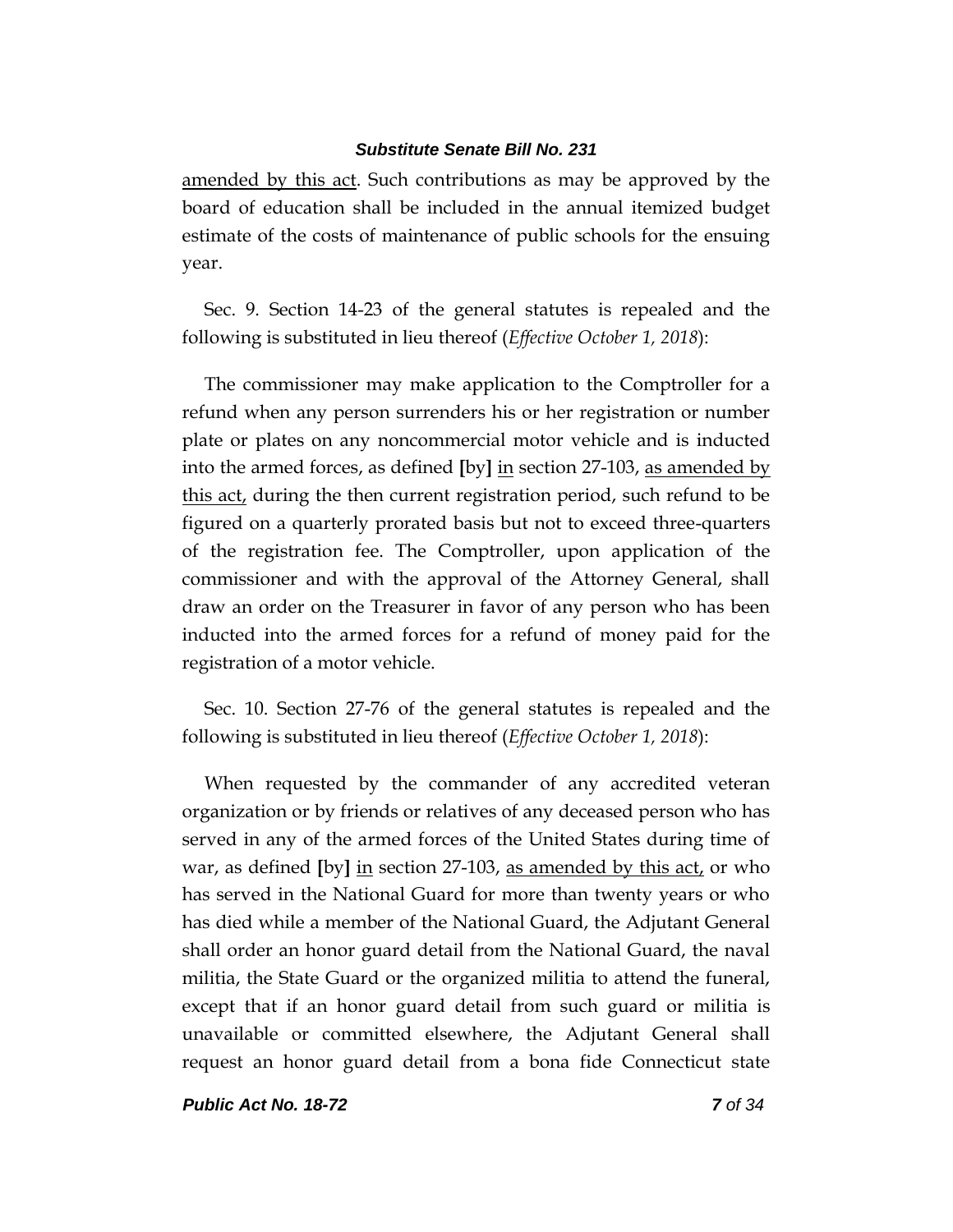amended by this act. Such contributions as may be approved by the board of education shall be included in the annual itemized budget estimate of the costs of maintenance of public schools for the ensuing year.

Sec. 9. Section 14-23 of the general statutes is repealed and the following is substituted in lieu thereof (*Effective October 1, 2018*):

The commissioner may make application to the Comptroller for a refund when any person surrenders his or her registration or number plate or plates on any noncommercial motor vehicle and is inducted into the armed forces, as defined [by] in section 27-103, as amended by this act, during the then current registration period, such refund to be figured on a quarterly prorated basis but not to exceed three-quarters of the registration fee. The Comptroller, upon application of the commissioner and with the approval of the Attorney General, shall draw an order on the Treasurer in favor of any person who has been inducted into the armed forces for a refund of money paid for the registration of a motor vehicle.

Sec. 10. Section 27-76 of the general statutes is repealed and the following is substituted in lieu thereof (*Effective October 1, 2018*):

When requested by the commander of any accredited veteran organization or by friends or relatives of any deceased person who has served in any of the armed forces of the United States during time of war, as defined [by] in section 27-103, as amended by this act, or who has served in the National Guard for more than twenty years or who has died while a member of the National Guard, the Adjutant General shall order an honor guard detail from the National Guard, the naval militia, the State Guard or the organized militia to attend the funeral, except that if an honor guard detail from such guard or militia is unavailable or committed elsewhere, the Adjutant General shall request an honor guard detail from a bona fide Connecticut state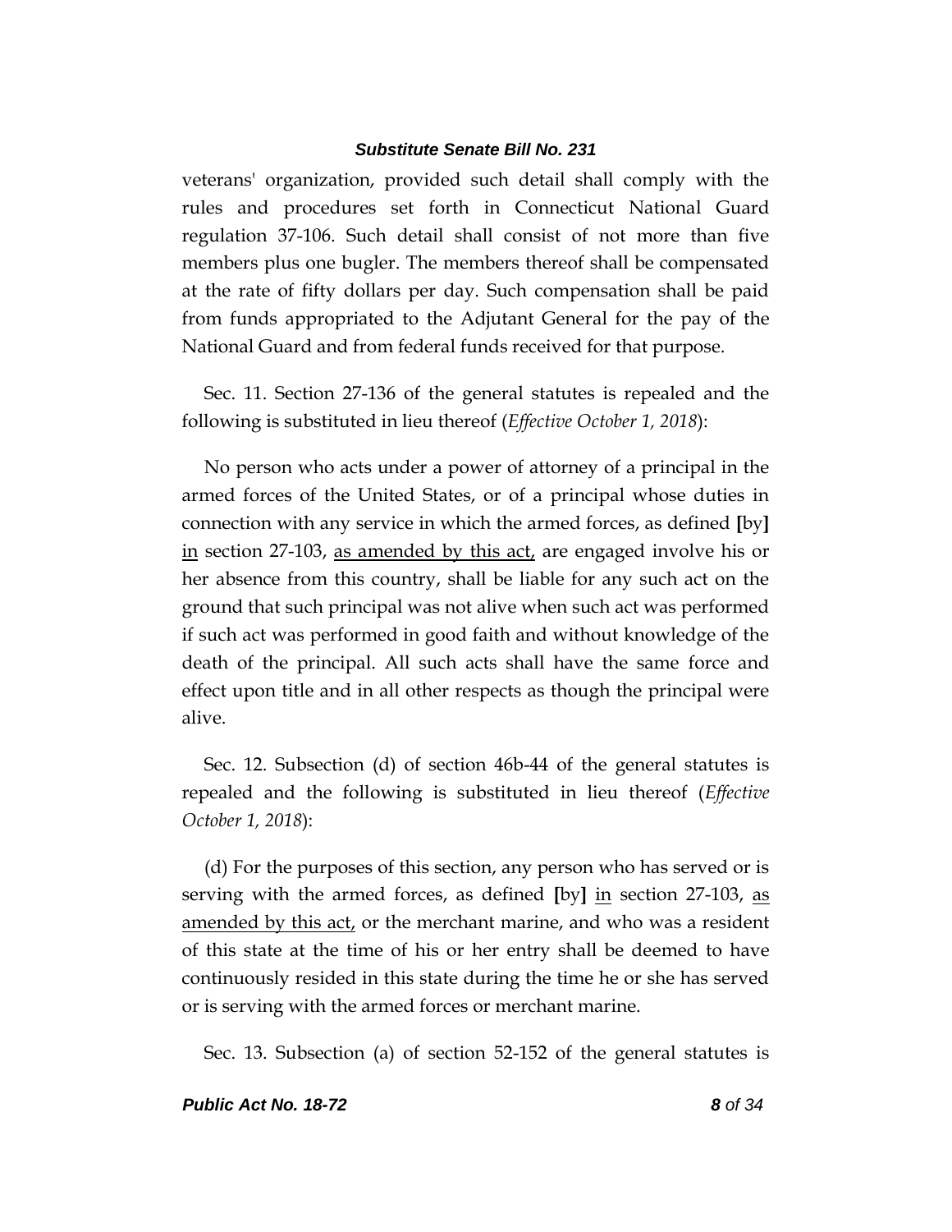veterans' organization, provided such detail shall comply with the rules and procedures set forth in Connecticut National Guard regulation 37-106. Such detail shall consist of not more than five members plus one bugler. The members thereof shall be compensated at the rate of fifty dollars per day. Such compensation shall be paid from funds appropriated to the Adjutant General for the pay of the National Guard and from federal funds received for that purpose.

Sec. 11. Section 27-136 of the general statutes is repealed and the following is substituted in lieu thereof (*Effective October 1, 2018*):

No person who acts under a power of attorney of a principal in the armed forces of the United States, or of a principal whose duties in connection with any service in which the armed forces, as defined **[**by**]** <u>in</u> section 27-103, <u>as amended by this act,</u> are engaged involve his or her absence from this country, shall be liable for any such act on the ground that such principal was not alive when such act was performed if such act was performed in good faith and without knowledge of the death of the principal. All such acts shall have the same force and effect upon title and in all other respects as though the principal were alive.

Sec. 12. Subsection (d) of section 46b-44 of the general statutes is repealed and the following is substituted in lieu thereof (*Effective October 1, 2018*):

(d) For the purposes of this section, any person who has served or is serving with the armed forces, as defined **[**by**]** <u>in</u> section 27-103, <u>as amended by this act,</u> or the merchant marine, and who was a resident of this state at the time of his or her entry shall be deemed to have continuously resided in this state during the time he or she has served or is serving with the armed forces or merchant marine.

Sec. 13. Subsection (a) of section 52-152 of the general statutes is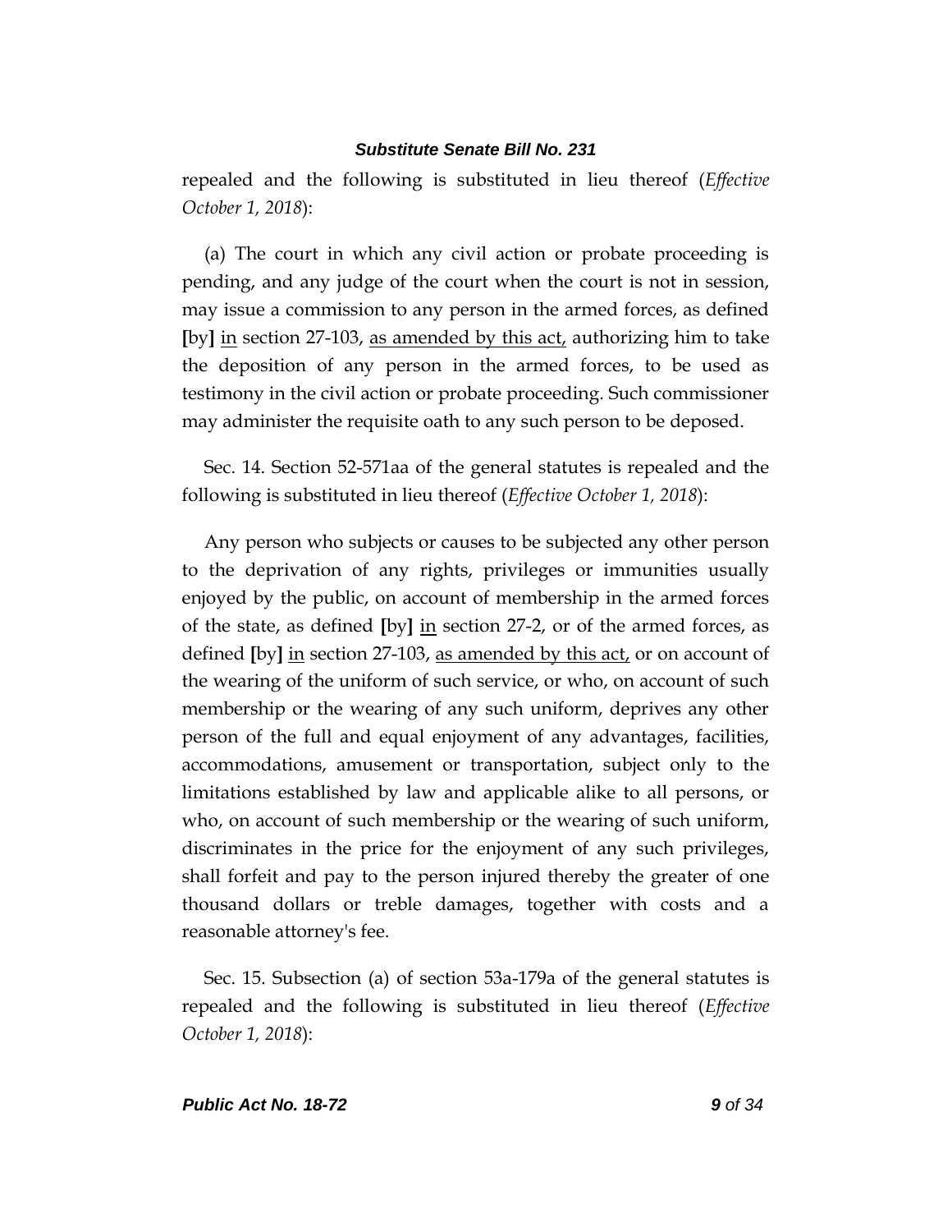repealed and the following is substituted in lieu thereof (*Effective October 1, 2018*):

(a) The court in which any civil action or probate proceeding is pending, and any judge of the court when the court is not in session, may issue a commission to any person in the armed forces, as defined **[**by**]** in section 27-103, as amended by this act, authorizing him to take the deposition of any person in the armed forces, to be used as testimony in the civil action or probate proceeding. Such commissioner may administer the requisite oath to any such person to be deposed.

Sec. 14. Section 52-571aa of the general statutes is repealed and the following is substituted in lieu thereof (*Effective October 1, 2018*):

Any person who subjects or causes to be subjected any other person to the deprivation of any rights, privileges or immunities usually enjoyed by the public, on account of membership in the armed forces of the state, as defined **[**by**]** in section 27-2, or of the armed forces, as defined **[**by**]** in section 27-103, as amended by this act, or on account of the wearing of the uniform of such service, or who, on account of such membership or the wearing of any such uniform, deprives any other person of the full and equal enjoyment of any advantages, facilities, accommodations, amusement or transportation, subject only to the limitations established by law and applicable alike to all persons, or who, on account of such membership or the wearing of such uniform, discriminates in the price for the enjoyment of any such privileges, shall forfeit and pay to the person injured thereby the greater of one thousand dollars or treble damages, together with costs and a reasonable attorney's fee.

Sec. 15. Subsection (a) of section 53a-179a of the general statutes is repealed and the following is substituted in lieu thereof (*Effective October 1, 2018*):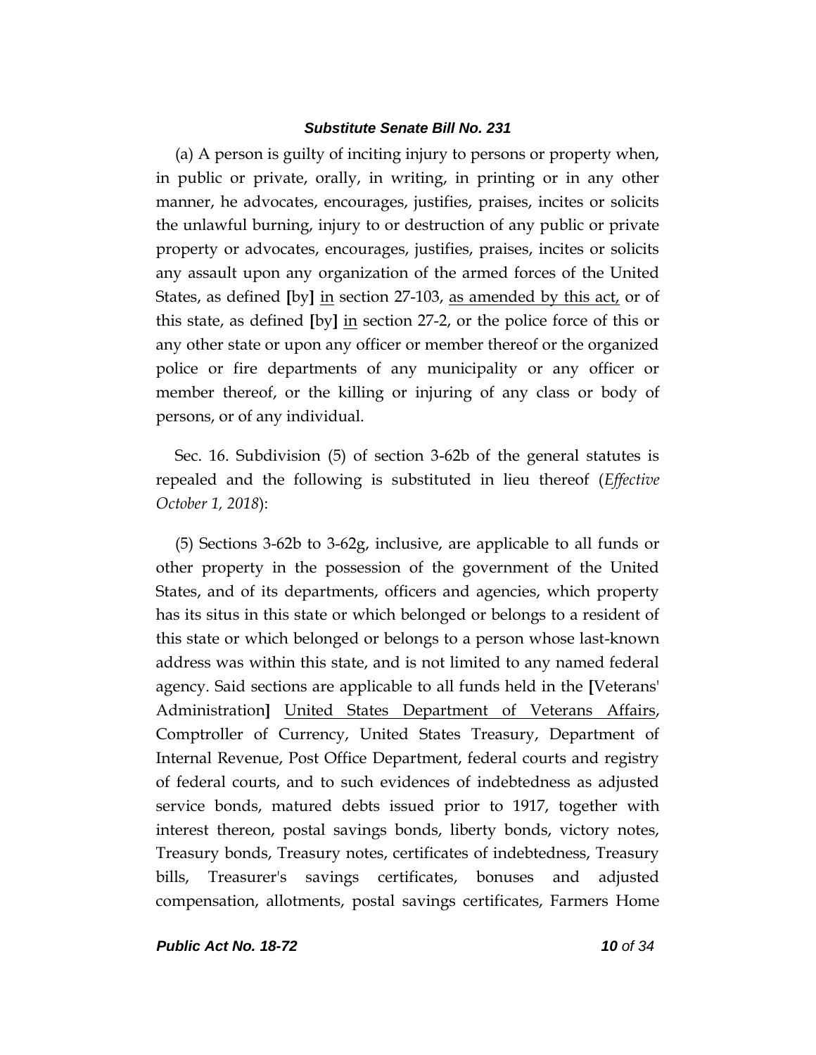(a) A person is guilty of inciting injury to persons or property when, in public or private, orally, in writing, in printing or in any other manner, he advocates, encourages, justifies, praises, incites or solicits the unlawful burning, injury to or destruction of any public or private property or advocates, encourages, justifies, praises, incites or solicits any assault upon any organization of the armed forces of the United States, as defined **[**by**]** <u>in</u> section 27-103, <u>as amended by this act,</u> or of this state, as defined **[**by**]** <u>in</u> section 27-2, or the police force of this or any other state or upon any officer or member thereof or the organized police or fire departments of any municipality or any officer or member thereof, or the killing or injuring of any class or body of persons, or of any individual.

Sec. 16. Subdivision (5) of section 3-62b of the general statutes is repealed and the following is substituted in lieu thereof (*Effective October 1, 2018*):

(5) Sections 3-62b to 3-62g, inclusive, are applicable to all funds or other property in the possession of the government of the United States, and of its departments, officers and agencies, which property has its situs in this state or which belonged or belongs to a resident of this state or which belonged or belongs to a person whose last-known address was within this state, and is not limited to any named federal agency. Said sections are applicable to all funds held in the **[**Veterans' Administration**]** <u>United States Department of Veterans Affairs</u>, Comptroller of Currency, United States Treasury, Department of Internal Revenue, Post Office Department, federal courts and registry of federal courts, and to such evidences of indebtedness as adjusted service bonds, matured debts issued prior to 1917, together with interest thereon, postal savings bonds, liberty bonds, victory notes, Treasury bonds, Treasury notes, certificates of indebtedness, Treasury bills, Treasurer's savings certificates, bonuses and adjusted compensation, allotments, postal savings certificates, Farmers Home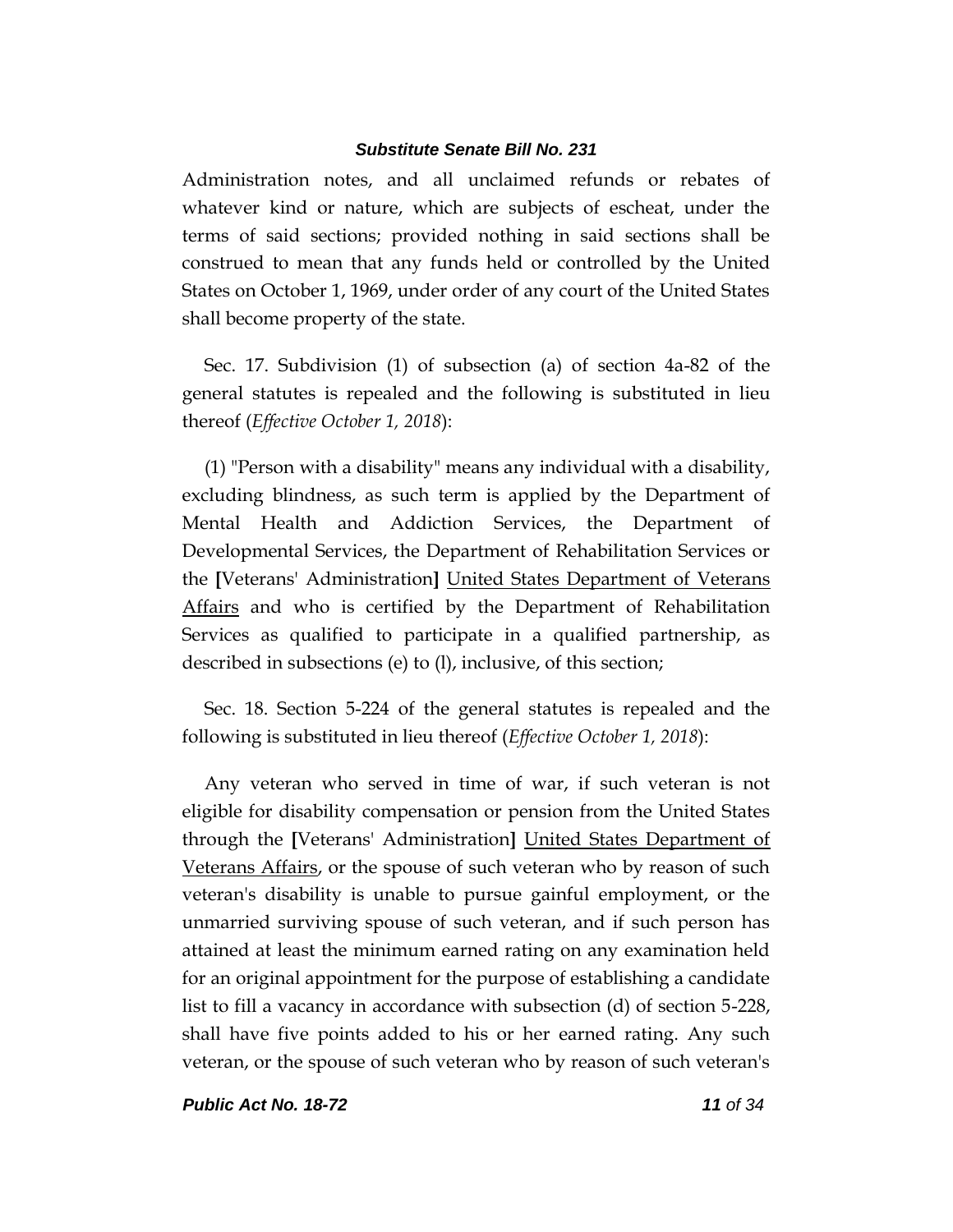Administration notes, and all unclaimed refunds or rebates of whatever kind or nature, which are subjects of escheat, under the terms of said sections; provided nothing in said sections shall be construed to mean that any funds held or controlled by the United States on October 1, 1969, under order of any court of the United States shall become property of the state.

Sec. 17. Subdivision (1) of subsection (a) of section 4a-82 of the general statutes is repealed and the following is substituted in lieu thereof (*Effective October 1, 2018*):

(1) "Person with a disability" means any individual with a disability, excluding blindness, as such term is applied by the Department of Mental Health and Addiction Services, the Department of Developmental Services, the Department of Rehabilitation Services or the **[**Veterans' Administration**]** <u>United States Department of Veterans Affairs</u> and who is certified by the Department of Rehabilitation Services as qualified to participate in a qualified partnership, as described in subsections (e) to (l), inclusive, of this section;

Sec. 18. Section 5-224 of the general statutes is repealed and the following is substituted in lieu thereof (*Effective October 1, 2018*):

Any veteran who served in time of war, if such veteran is not eligible for disability compensation or pension from the United States through the **[**Veterans' Administration**]** <u>United States Department of Veterans Affairs</u>, or the spouse of such veteran who by reason of such veteran's disability is unable to pursue gainful employment, or the unmarried surviving spouse of such veteran, and if such person has attained at least the minimum earned rating on any examination held for an original appointment for the purpose of establishing a candidate list to fill a vacancy in accordance with subsection (d) of section 5-228, shall have five points added to his or her earned rating. Any such veteran, or the spouse of such veteran who by reason of such veteran's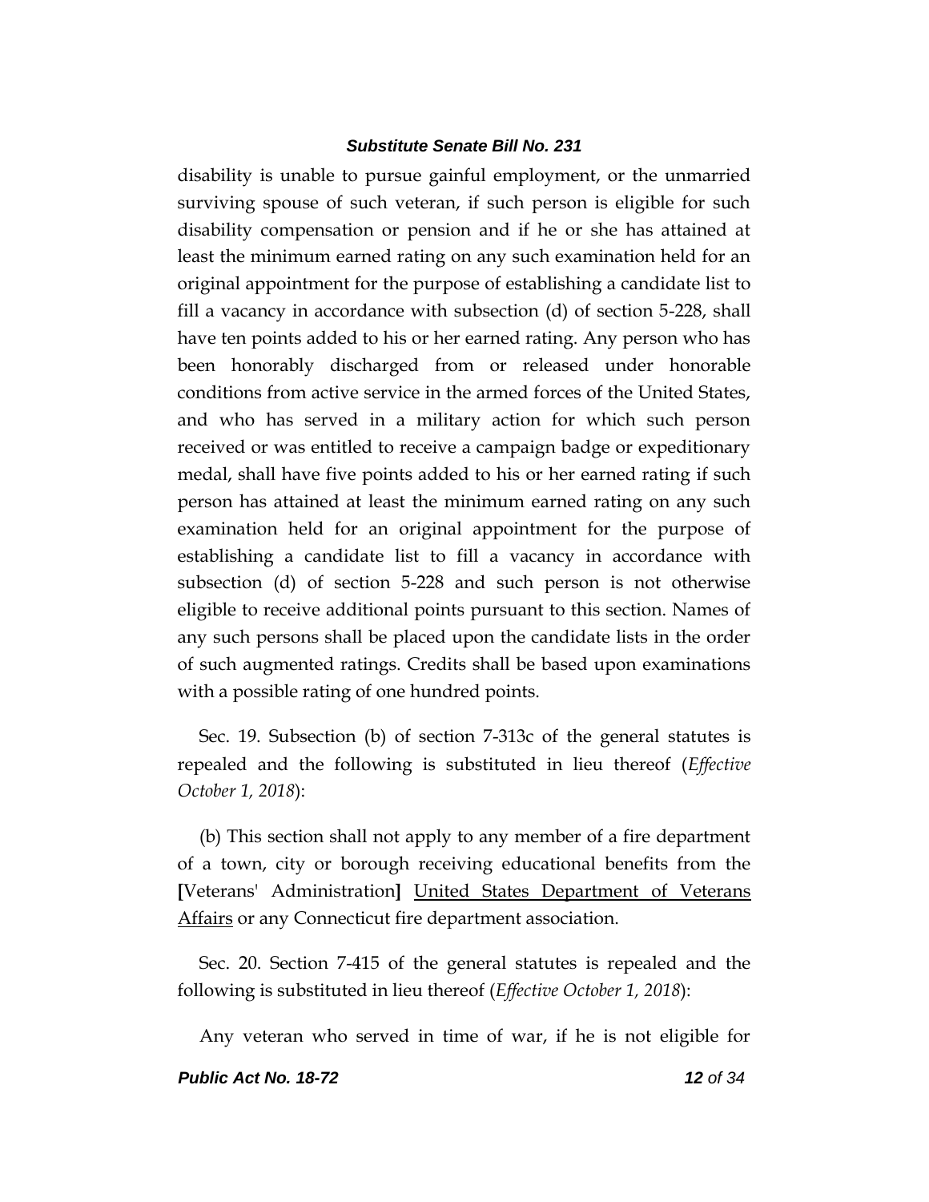disability is unable to pursue gainful employment, or the unmarried surviving spouse of such veteran, if such person is eligible for such disability compensation or pension and if he or she has attained at least the minimum earned rating on any such examination held for an original appointment for the purpose of establishing a candidate list to fill a vacancy in accordance with subsection (d) of section 5-228, shall have ten points added to his or her earned rating. Any person who has been honorably discharged from or released under honorable conditions from active service in the armed forces of the United States, and who has served in a military action for which such person received or was entitled to receive a campaign badge or expeditionary medal, shall have five points added to his or her earned rating if such person has attained at least the minimum earned rating on any such examination held for an original appointment for the purpose of establishing a candidate list to fill a vacancy in accordance with subsection (d) of section 5-228 and such person is not otherwise eligible to receive additional points pursuant to this section. Names of any such persons shall be placed upon the candidate lists in the order of such augmented ratings. Credits shall be based upon examinations with a possible rating of one hundred points.

Sec. 19. Subsection (b) of section 7-313c of the general statutes is repealed and the following is substituted in lieu thereof (*Effective October 1, 2018*):

(b) This section shall not apply to any member of a fire department of a town, city or borough receiving educational benefits from the **[**Veterans' Administration**]** <u>United States Department of Veterans Affairs</u> or any Connecticut fire department association.

Sec. 20. Section 7-415 of the general statutes is repealed and the following is substituted in lieu thereof (*Effective October 1, 2018*):

Any veteran who served in time of war, if he is not eligible for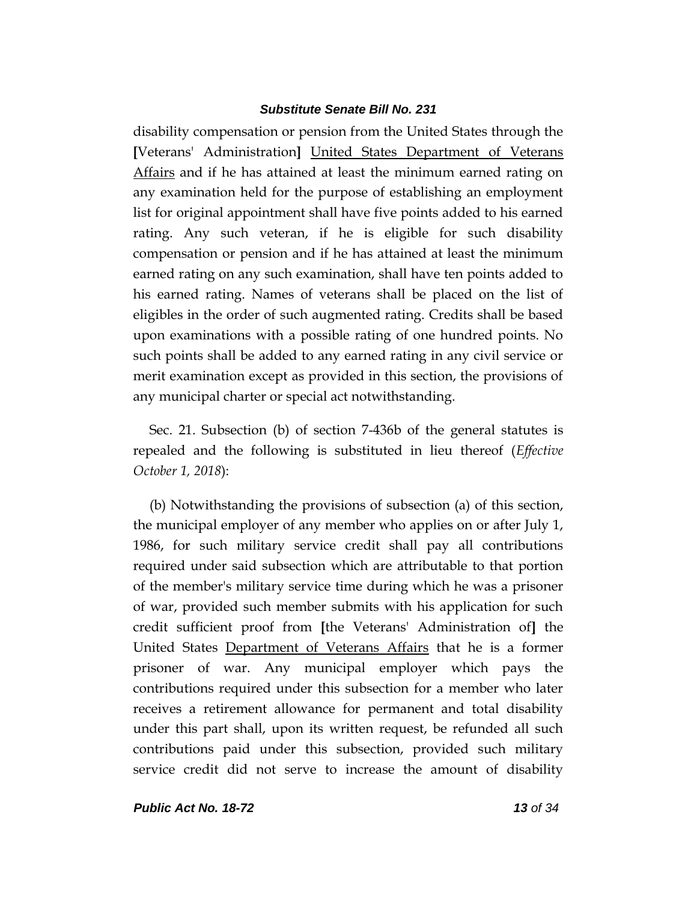disability compensation or pension from the United States through the [Veterans' Administration] United States Department of Veterans Affairs and if he has attained at least the minimum earned rating on any examination held for the purpose of establishing an employment list for original appointment shall have five points added to his earned rating. Any such veteran, if he is eligible for such disability compensation or pension and if he has attained at least the minimum earned rating on any such examination, shall have ten points added to his earned rating. Names of veterans shall be placed on the list of eligibles in the order of such augmented rating. Credits shall be based upon examinations with a possible rating of one hundred points. No such points shall be added to any earned rating in any civil service or merit examination except as provided in this section, the provisions of any municipal charter or special act notwithstanding.

Sec. 21. Subsection (b) of section 7-436b of the general statutes is repealed and the following is substituted in lieu thereof (*Effective October 1, 2018*):

(b) Notwithstanding the provisions of subsection (a) of this section, the municipal employer of any member who applies on or after July 1, 1986, for such military service credit shall pay all contributions required under said subsection which are attributable to that portion of the member's military service time during which he was a prisoner of war, provided such member submits with his application for such credit sufficient proof from [the Veterans' Administration of] the United States Department of Veterans Affairs that he is a former prisoner of war. Any municipal employer which pays the contributions required under this subsection for a member who later receives a retirement allowance for permanent and total disability under this part shall, upon its written request, be refunded all such contributions paid under this subsection, provided such military service credit did not serve to increase the amount of disability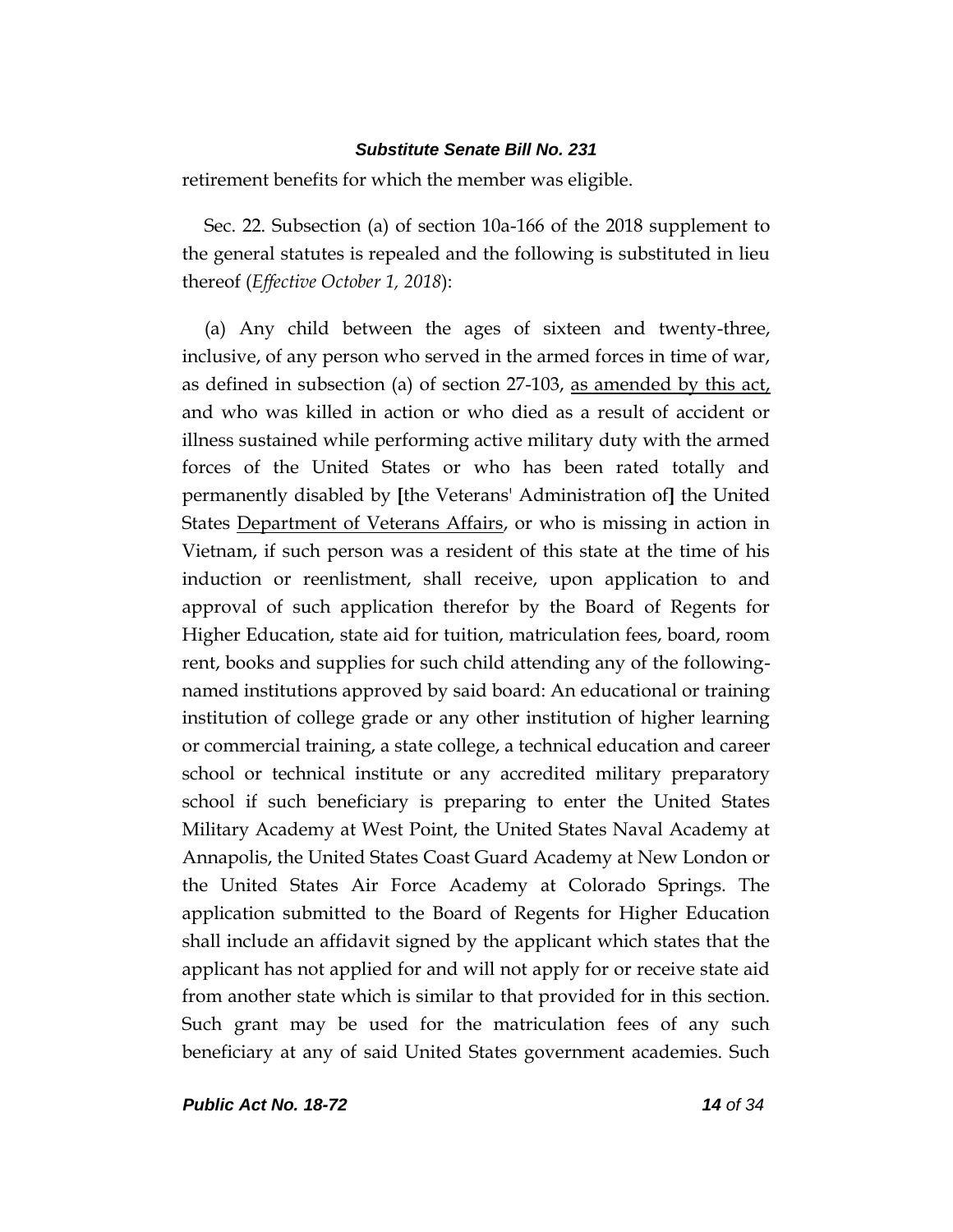retirement benefits for which the member was eligible.

Sec. 22. Subsection (a) of section 10a-166 of the 2018 supplement to the general statutes is repealed and the following is substituted in lieu thereof (*Effective October 1, 2018*):

(a) Any child between the ages of sixteen and twenty-three, inclusive, of any person who served in the armed forces in time of war, as defined in subsection (a) of section 27-103, as amended by this act, and who was killed in action or who died as a result of accident or illness sustained while performing active military duty with the armed forces of the United States or who has been rated totally and permanently disabled by [the Veterans' Administration of] the United States Department of Veterans Affairs, or who is missing in action in Vietnam, if such person was a resident of this state at the time of his induction or reenlistment, shall receive, upon application to and approval of such application therefor by the Board of Regents for Higher Education, state aid for tuition, matriculation fees, board, room rent, books and supplies for such child attending any of the following-named institutions approved by said board: An educational or training institution of college grade or any other institution of higher learning or commercial training, a state college, a technical education and career school or technical institute or any accredited military preparatory school if such beneficiary is preparing to enter the United States Military Academy at West Point, the United States Naval Academy at Annapolis, the United States Coast Guard Academy at New London or the United States Air Force Academy at Colorado Springs. The application submitted to the Board of Regents for Higher Education shall include an affidavit signed by the applicant which states that the applicant has not applied for and will not apply for or receive state aid from another state which is similar to that provided for in this section. Such grant may be used for the matriculation fees of any such beneficiary at any of said United States government academies. Such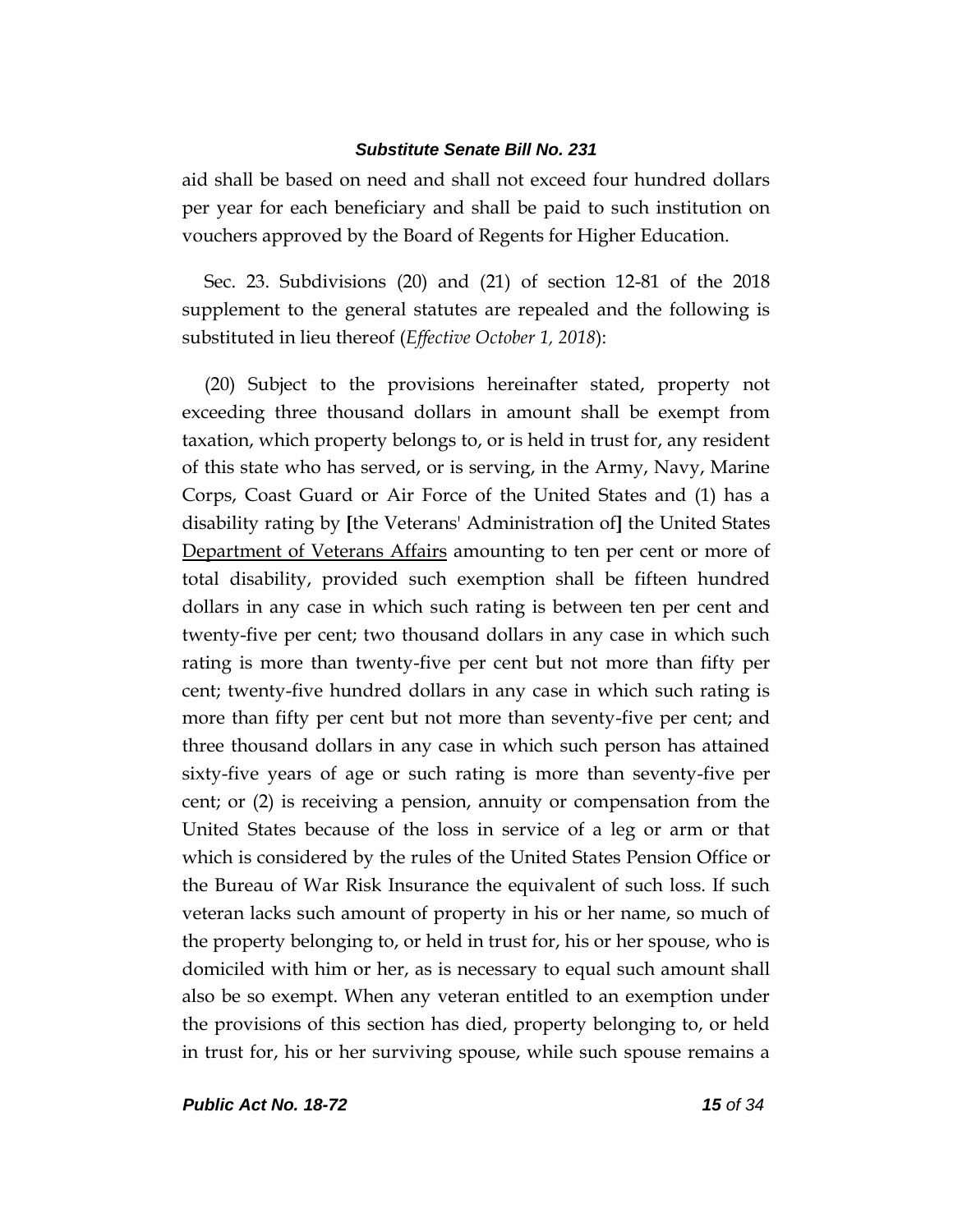aid shall be based on need and shall not exceed four hundred dollars per year for each beneficiary and shall be paid to such institution on vouchers approved by the Board of Regents for Higher Education.

Sec. 23. Subdivisions (20) and (21) of section 12-81 of the 2018 supplement to the general statutes are repealed and the following is substituted in lieu thereof (*Effective October 1, 2018*):

(20) Subject to the provisions hereinafter stated, property not exceeding three thousand dollars in amount shall be exempt from taxation, which property belongs to, or is held in trust for, any resident of this state who has served, or is serving, in the Army, Navy, Marine Corps, Coast Guard or Air Force of the United States and (1) has a disability rating by **[**the Veterans' Administration of**]** the United States <u>Department of Veterans Affairs</u> amounting to ten per cent or more of total disability, provided such exemption shall be fifteen hundred dollars in any case in which such rating is between ten per cent and twenty-five per cent; two thousand dollars in any case in which such rating is more than twenty-five per cent but not more than fifty per cent; twenty-five hundred dollars in any case in which such rating is more than fifty per cent but not more than seventy-five per cent; and three thousand dollars in any case in which such person has attained sixty-five years of age or such rating is more than seventy-five per cent; or (2) is receiving a pension, annuity or compensation from the United States because of the loss in service of a leg or arm or that which is considered by the rules of the United States Pension Office or the Bureau of War Risk Insurance the equivalent of such loss. If such veteran lacks such amount of property in his or her name, so much of the property belonging to, or held in trust for, his or her spouse, who is domiciled with him or her, as is necessary to equal such amount shall also be so exempt. When any veteran entitled to an exemption under the provisions of this section has died, property belonging to, or held in trust for, his or her surviving spouse, while such spouse remains a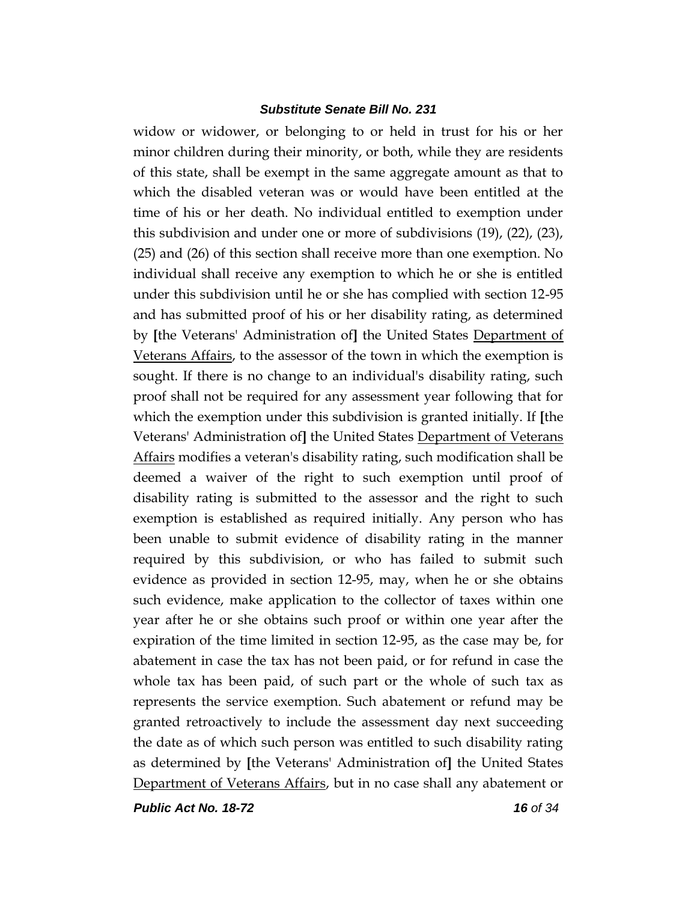widow or widower, or belonging to or held in trust for his or her minor children during their minority, or both, while they are residents of this state, shall be exempt in the same aggregate amount as that to which the disabled veteran was or would have been entitled at the time of his or her death. No individual entitled to exemption under this subdivision and under one or more of subdivisions (19), (22), (23), (25) and (26) of this section shall receive more than one exemption. No individual shall receive any exemption to which he or she is entitled under this subdivision until he or she has complied with section 12-95 and has submitted proof of his or her disability rating, as determined by **[**the Veterans' Administration of**]** the United States <u>Department of Veterans Affairs</u>, to the assessor of the town in which the exemption is sought. If there is no change to an individual's disability rating, such proof shall not be required for any assessment year following that for which the exemption under this subdivision is granted initially. If **[**the Veterans' Administration of**]** the United States <u>Department of Veterans Affairs</u> modifies a veteran's disability rating, such modification shall be deemed a waiver of the right to such exemption until proof of disability rating is submitted to the assessor and the right to such exemption is established as required initially. Any person who has been unable to submit evidence of disability rating in the manner required by this subdivision, or who has failed to submit such evidence as provided in section 12-95, may, when he or she obtains such evidence, make application to the collector of taxes within one year after he or she obtains such proof or within one year after the expiration of the time limited in section 12-95, as the case may be, for abatement in case the tax has not been paid, or for refund in case the whole tax has been paid, of such part or the whole of such tax as represents the service exemption. Such abatement or refund may be granted retroactively to include the assessment day next succeeding the date as of which such person was entitled to such disability rating as determined by **[**the Veterans' Administration of**]** the United States <u>Department of Veterans Affairs</u>, but in no case shall any abatement or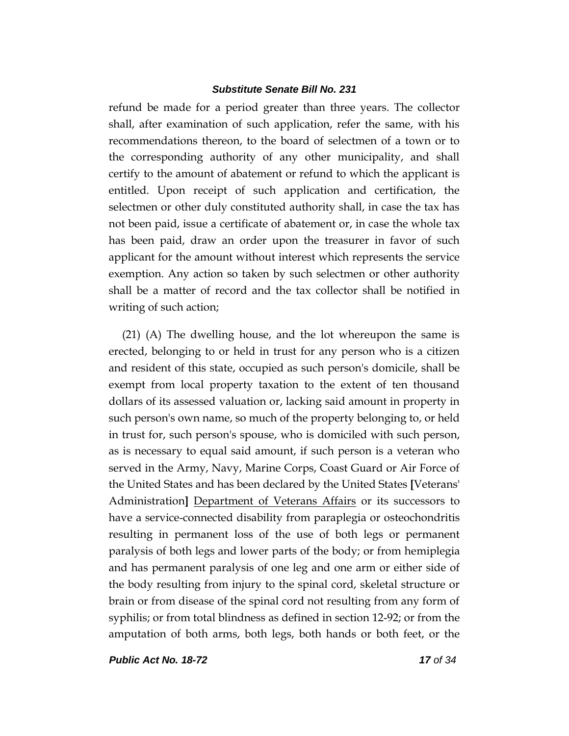refund be made for a period greater than three years. The collector shall, after examination of such application, refer the same, with his recommendations thereon, to the board of selectmen of a town or to the corresponding authority of any other municipality, and shall certify to the amount of abatement or refund to which the applicant is entitled. Upon receipt of such application and certification, the selectmen or other duly constituted authority shall, in case the tax has not been paid, issue a certificate of abatement or, in case the whole tax has been paid, draw an order upon the treasurer in favor of such applicant for the amount without interest which represents the service exemption. Any action so taken by such selectmen or other authority shall be a matter of record and the tax collector shall be notified in writing of such action;

(21) (A) The dwelling house, and the lot whereupon the same is erected, belonging to or held in trust for any person who is a citizen and resident of this state, occupied as such person's domicile, shall be exempt from local property taxation to the extent of ten thousand dollars of its assessed valuation or, lacking said amount in property in such person's own name, so much of the property belonging to, or held in trust for, such person's spouse, who is domiciled with such person, as is necessary to equal said amount, if such person is a veteran who served in the Army, Navy, Marine Corps, Coast Guard or Air Force of the United States and has been declared by the United States **[**Veterans' Administration**]** <u>Department of Veterans Affairs</u> or its successors to have a service-connected disability from paraplegia or osteochondritis resulting in permanent loss of the use of both legs or permanent paralysis of both legs and lower parts of the body; or from hemiplegia and has permanent paralysis of one leg and one arm or either side of the body resulting from injury to the spinal cord, skeletal structure or brain or from disease of the spinal cord not resulting from any form of syphilis; or from total blindness as defined in section 12-92; or from the amputation of both arms, both legs, both hands or both feet, or the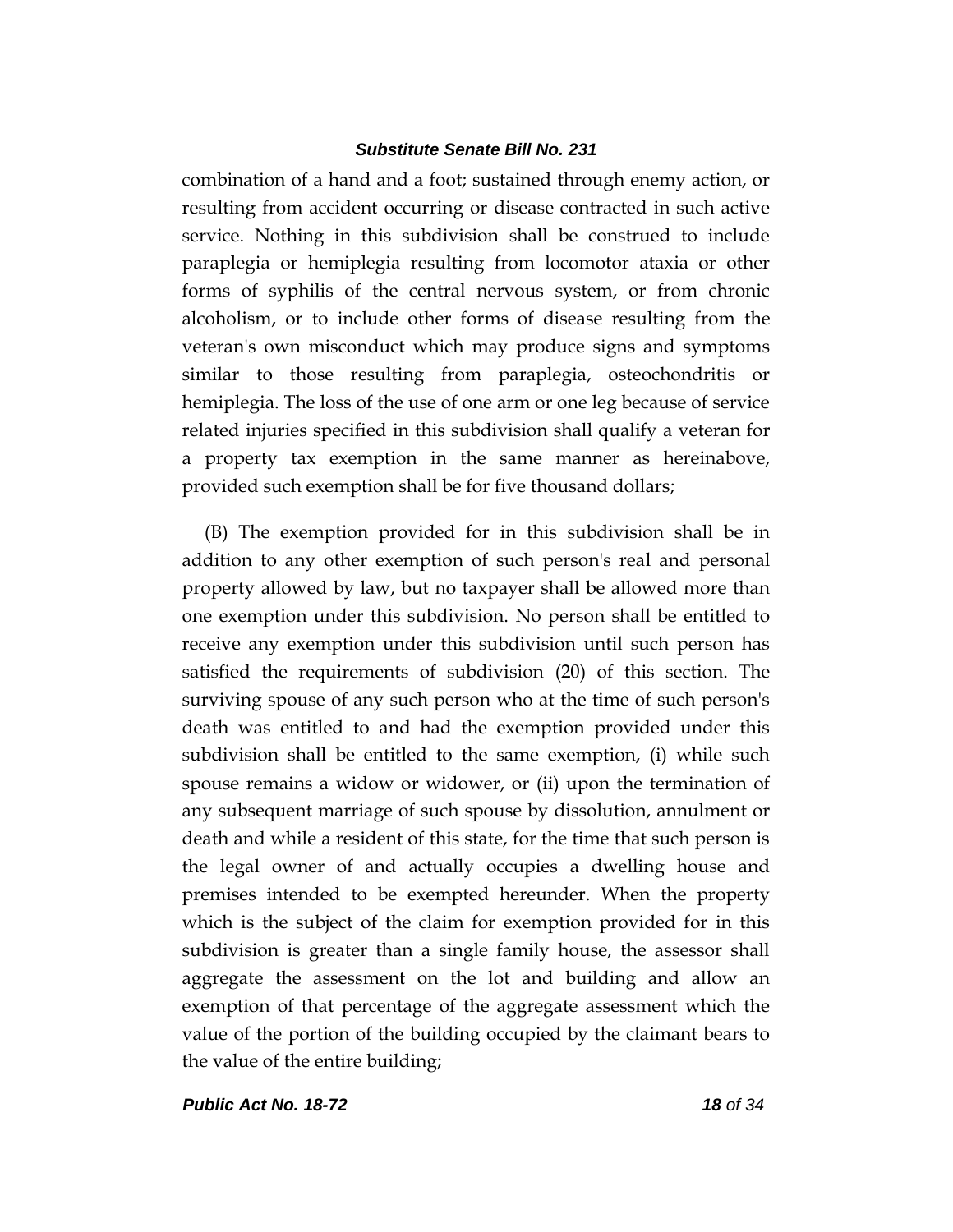combination of a hand and a foot; sustained through enemy action, or resulting from accident occurring or disease contracted in such active service. Nothing in this subdivision shall be construed to include paraplegia or hemiplegia resulting from locomotor ataxia or other forms of syphilis of the central nervous system, or from chronic alcoholism, or to include other forms of disease resulting from the veteran's own misconduct which may produce signs and symptoms similar to those resulting from paraplegia, osteochondritis or hemiplegia. The loss of the use of one arm or one leg because of service related injuries specified in this subdivision shall qualify a veteran for a property tax exemption in the same manner as hereinabove, provided such exemption shall be for five thousand dollars;

(B) The exemption provided for in this subdivision shall be in addition to any other exemption of such person's real and personal property allowed by law, but no taxpayer shall be allowed more than one exemption under this subdivision. No person shall be entitled to receive any exemption under this subdivision until such person has satisfied the requirements of subdivision (20) of this section. The surviving spouse of any such person who at the time of such person's death was entitled to and had the exemption provided under this subdivision shall be entitled to the same exemption, (i) while such spouse remains a widow or widower, or (ii) upon the termination of any subsequent marriage of such spouse by dissolution, annulment or death and while a resident of this state, for the time that such person is the legal owner of and actually occupies a dwelling house and premises intended to be exempted hereunder. When the property which is the subject of the claim for exemption provided for in this subdivision is greater than a single family house, the assessor shall aggregate the assessment on the lot and building and allow an exemption of that percentage of the aggregate assessment which the value of the portion of the building occupied by the claimant bears to the value of the entire building;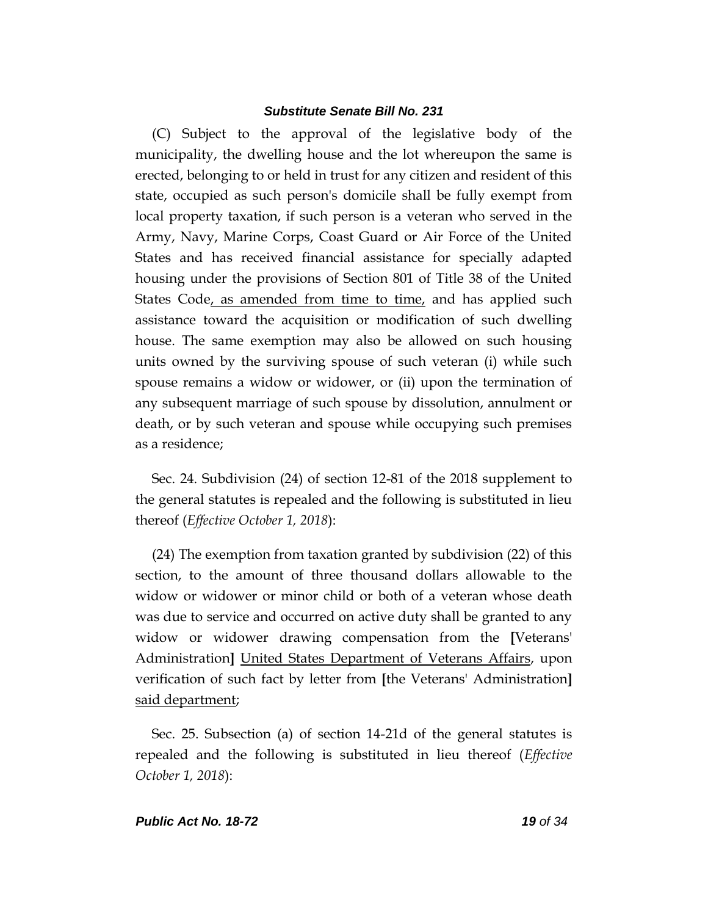(C) Subject to the approval of the legislative body of the municipality, the dwelling house and the lot whereupon the same is erected, belonging to or held in trust for any citizen and resident of this state, occupied as such person's domicile shall be fully exempt from local property taxation, if such person is a veteran who served in the Army, Navy, Marine Corps, Coast Guard or Air Force of the United States and has received financial assistance for specially adapted housing under the provisions of Section 801 of Title 38 of the United States Code, as amended from time to time, and has applied such assistance toward the acquisition or modification of such dwelling house. The same exemption may also be allowed on such housing units owned by the surviving spouse of such veteran (i) while such spouse remains a widow or widower, or (ii) upon the termination of any subsequent marriage of such spouse by dissolution, annulment or death, or by such veteran and spouse while occupying such premises as a residence;

Sec. 24. Subdivision (24) of section 12-81 of the 2018 supplement to the general statutes is repealed and the following is substituted in lieu thereof (*Effective October 1, 2018*):

(24) The exemption from taxation granted by subdivision (22) of this section, to the amount of three thousand dollars allowable to the widow or widower or minor child or both of a veteran whose death was due to service and occurred on active duty shall be granted to any widow or widower drawing compensation from the **[**Veterans' Administration**]** United States Department of Veterans Affairs, upon verification of such fact by letter from **[**the Veterans' Administration**]** said department;

Sec. 25. Subsection (a) of section 14-21d of the general statutes is repealed and the following is substituted in lieu thereof (*Effective October 1, 2018*):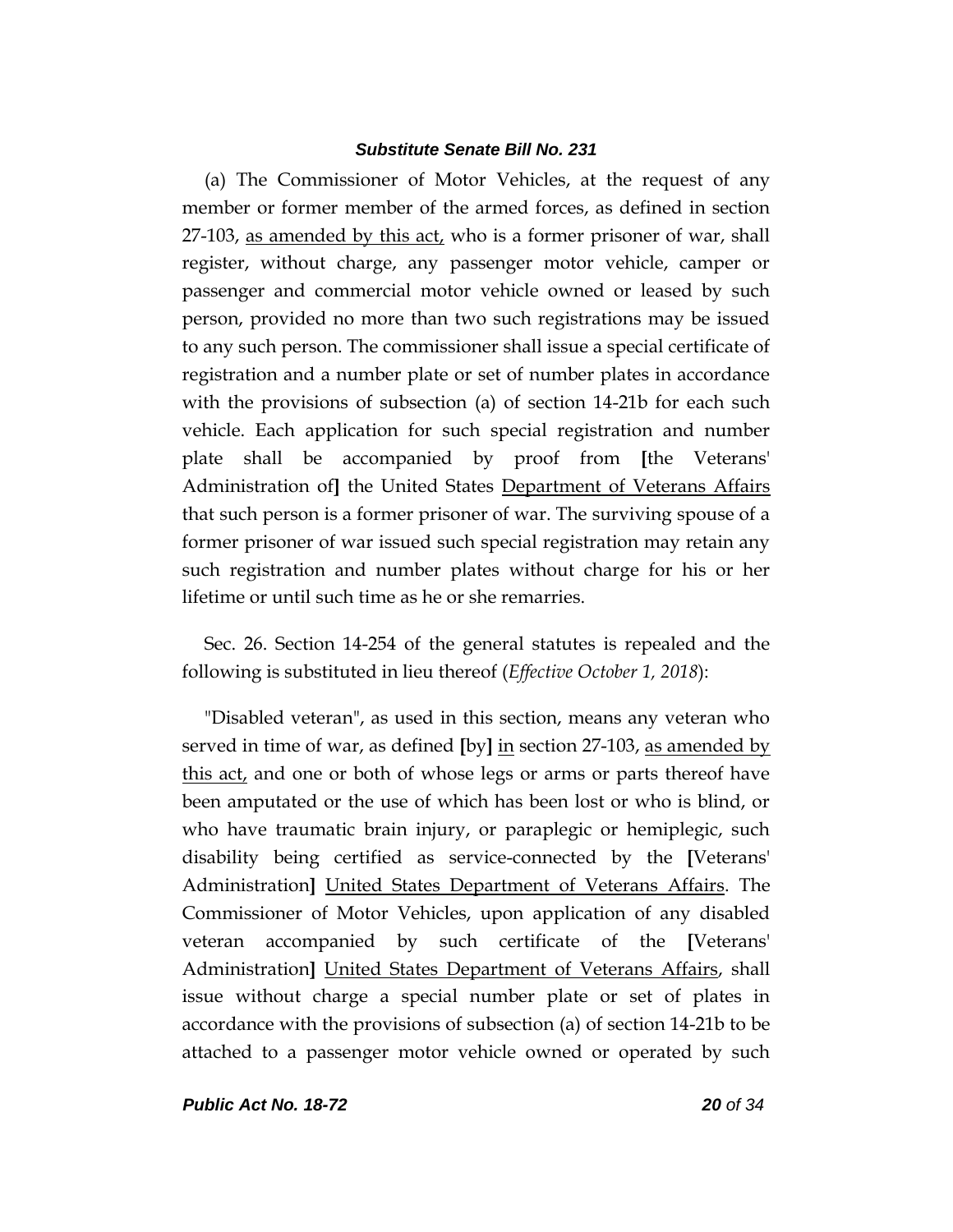(a) The Commissioner of Motor Vehicles, at the request of any member or former member of the armed forces, as defined in section 27-103, as amended by this act, who is a former prisoner of war, shall register, without charge, any passenger motor vehicle, camper or passenger and commercial motor vehicle owned or leased by such person, provided no more than two such registrations may be issued to any such person. The commissioner shall issue a special certificate of registration and a number plate or set of number plates in accordance with the provisions of subsection (a) of section 14-21b for each such vehicle. Each application for such special registration and number plate shall be accompanied by proof from [the Veterans' Administration of] the United States Department of Veterans Affairs that such person is a former prisoner of war. The surviving spouse of a former prisoner of war issued such special registration may retain any such registration and number plates without charge for his or her lifetime or until such time as he or she remarries.

Sec. 26. Section 14-254 of the general statutes is repealed and the following is substituted in lieu thereof (*Effective October 1, 2018*):

"Disabled veteran", as used in this section, means any veteran who served in time of war, as defined [by] in section 27-103, as amended by this act, and one or both of whose legs or arms or parts thereof have been amputated or the use of which has been lost or who is blind, or who have traumatic brain injury, or paraplegic or hemiplegic, such disability being certified as service-connected by the [Veterans' Administration] United States Department of Veterans Affairs. The Commissioner of Motor Vehicles, upon application of any disabled veteran accompanied by such certificate of the [Veterans' Administration] United States Department of Veterans Affairs, shall issue without charge a special number plate or set of plates in accordance with the provisions of subsection (a) of section 14-21b to be attached to a passenger motor vehicle owned or operated by such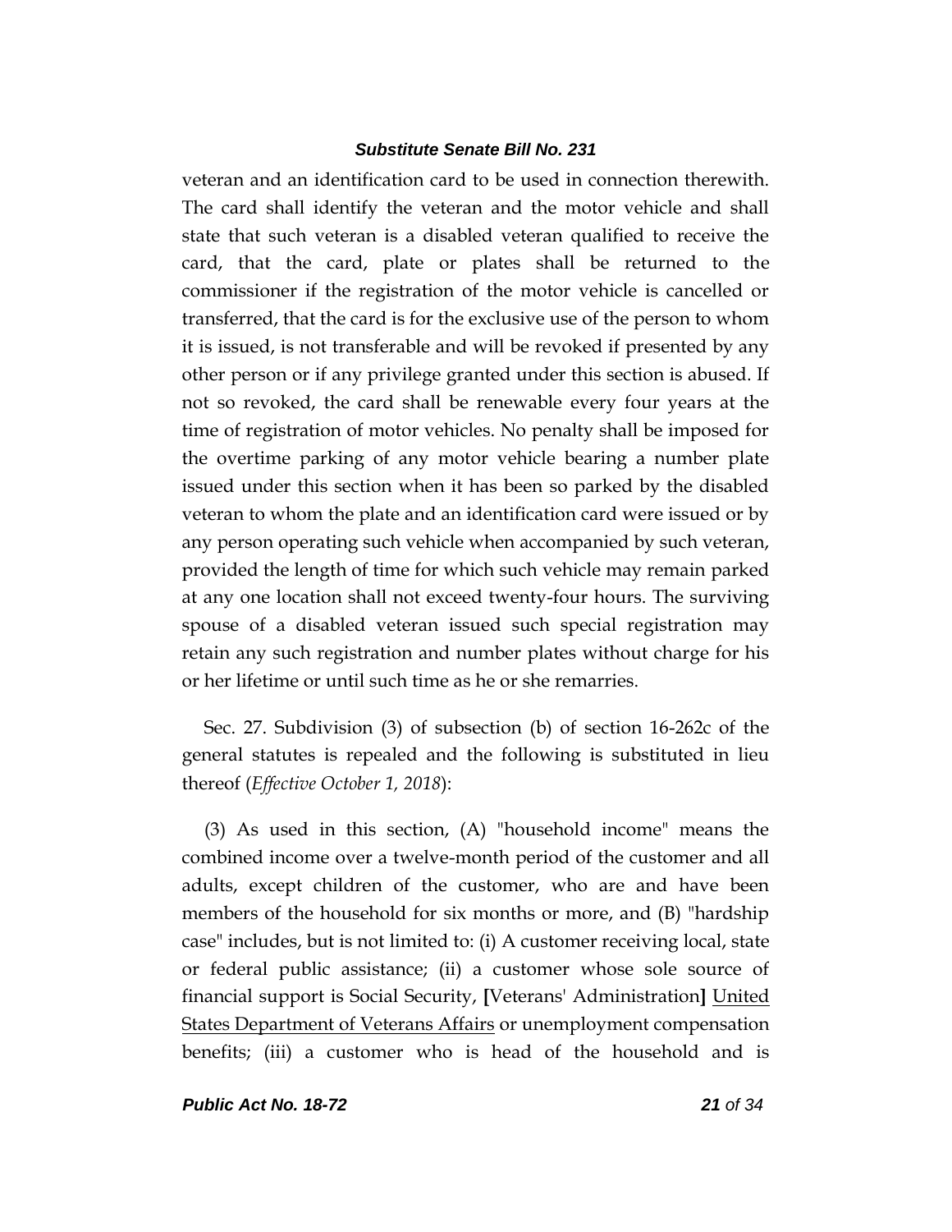veteran and an identification card to be used in connection therewith. The card shall identify the veteran and the motor vehicle and shall state that such veteran is a disabled veteran qualified to receive the card, that the card, plate or plates shall be returned to the commissioner if the registration of the motor vehicle is cancelled or transferred, that the card is for the exclusive use of the person to whom it is issued, is not transferable and will be revoked if presented by any other person or if any privilege granted under this section is abused. If not so revoked, the card shall be renewable every four years at the time of registration of motor vehicles. No penalty shall be imposed for the overtime parking of any motor vehicle bearing a number plate issued under this section when it has been so parked by the disabled veteran to whom the plate and an identification card were issued or by any person operating such vehicle when accompanied by such veteran, provided the length of time for which such vehicle may remain parked at any one location shall not exceed twenty-four hours. The surviving spouse of a disabled veteran issued such special registration may retain any such registration and number plates without charge for his or her lifetime or until such time as he or she remarries.

Sec. 27. Subdivision (3) of subsection (b) of section 16-262c of the general statutes is repealed and the following is substituted in lieu thereof (*Effective October 1, 2018*):

(3) As used in this section, (A) "household income" means the combined income over a twelve-month period of the customer and all adults, except children of the customer, who are and have been members of the household for six months or more, and (B) "hardship case" includes, but is not limited to: (i) A customer receiving local, state or federal public assistance; (ii) a customer whose sole source of financial support is Social Security, **[**Veterans' Administration**]** <u>United States Department of Veterans Affairs</u> or unemployment compensation benefits; (iii) a customer who is head of the household and is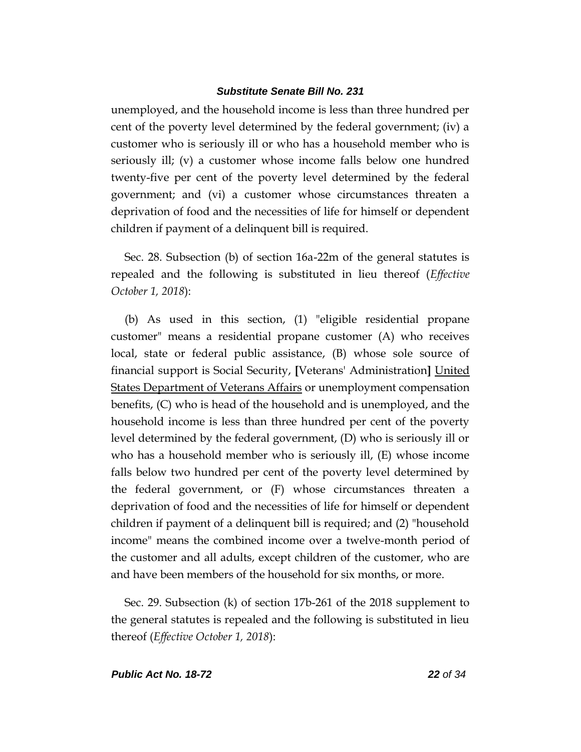unemployed, and the household income is less than three hundred per cent of the poverty level determined by the federal government; (iv) a customer who is seriously ill or who has a household member who is seriously ill; (v) a customer whose income falls below one hundred twenty-five per cent of the poverty level determined by the federal government; and (vi) a customer whose circumstances threaten a deprivation of food and the necessities of life for himself or dependent children if payment of a delinquent bill is required.

Sec. 28. Subsection (b) of section 16a-22m of the general statutes is repealed and the following is substituted in lieu thereof (*Effective October 1, 2018*):

(b) As used in this section, (1) "eligible residential propane customer" means a residential propane customer (A) who receives local, state or federal public assistance, (B) whose sole source of financial support is Social Security, **[**Veterans' Administration**]** <u>United States Department of Veterans Affairs</u> or unemployment compensation benefits, (C) who is head of the household and is unemployed, and the household income is less than three hundred per cent of the poverty level determined by the federal government, (D) who is seriously ill or who has a household member who is seriously ill, (E) whose income falls below two hundred per cent of the poverty level determined by the federal government, or (F) whose circumstances threaten a deprivation of food and the necessities of life for himself or dependent children if payment of a delinquent bill is required; and (2) "household income" means the combined income over a twelve-month period of the customer and all adults, except children of the customer, who are and have been members of the household for six months, or more.

Sec. 29. Subsection (k) of section 17b-261 of the 2018 supplement to the general statutes is repealed and the following is substituted in lieu thereof (*Effective October 1, 2018*):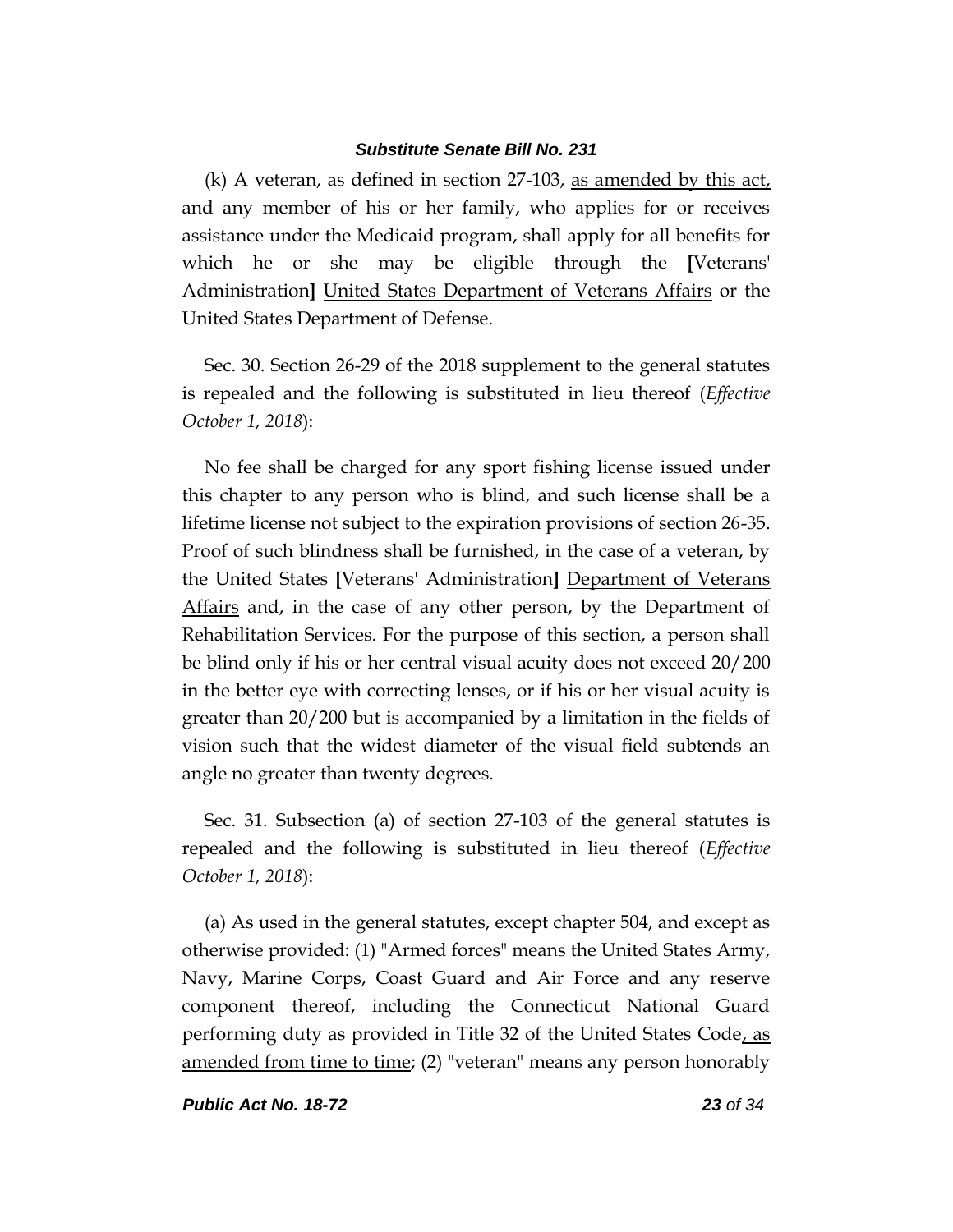(k) A veteran, as defined in section 27-103, as amended by this act, and any member of his or her family, who applies for or receives assistance under the Medicaid program, shall apply for all benefits for which he or she may be eligible through the [Veterans' Administration] United States Department of Veterans Affairs or the United States Department of Defense.

Sec. 30. Section 26-29 of the 2018 supplement to the general statutes is repealed and the following is substituted in lieu thereof (*Effective October 1, 2018*):

No fee shall be charged for any sport fishing license issued under this chapter to any person who is blind, and such license shall be a lifetime license not subject to the expiration provisions of section 26-35. Proof of such blindness shall be furnished, in the case of a veteran, by the United States [Veterans' Administration] Department of Veterans Affairs and, in the case of any other person, by the Department of Rehabilitation Services. For the purpose of this section, a person shall be blind only if his or her central visual acuity does not exceed 20/200 in the better eye with correcting lenses, or if his or her visual acuity is greater than 20/200 but is accompanied by a limitation in the fields of vision such that the widest diameter of the visual field subtends an angle no greater than twenty degrees.

Sec. 31. Subsection (a) of section 27-103 of the general statutes is repealed and the following is substituted in lieu thereof (*Effective October 1, 2018*):

(a) As used in the general statutes, except chapter 504, and except as otherwise provided: (1) "Armed forces" means the United States Army, Navy, Marine Corps, Coast Guard and Air Force and any reserve component thereof, including the Connecticut National Guard performing duty as provided in Title 32 of the United States Code, as amended from time to time; (2) "veteran" means any person honorably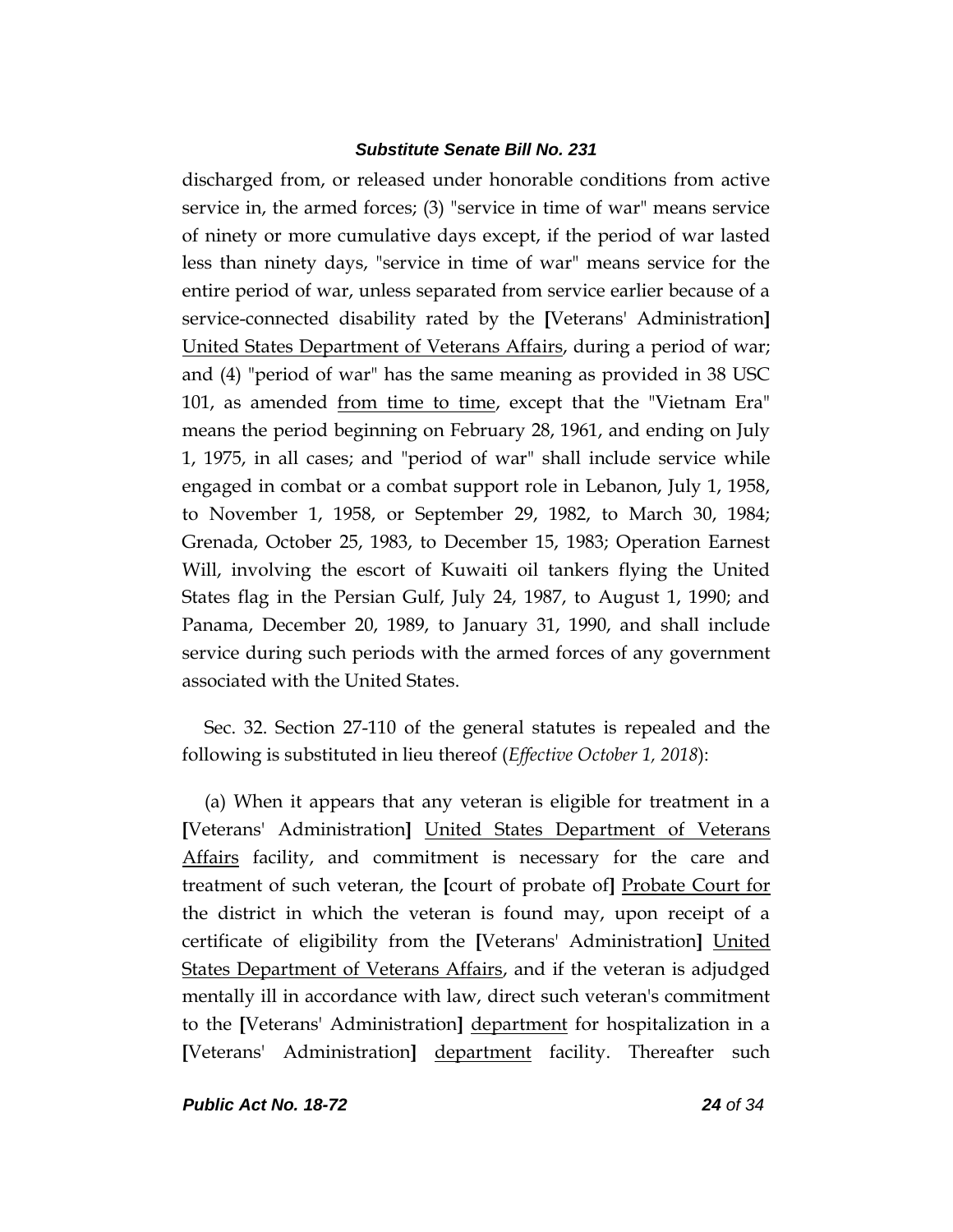discharged from, or released under honorable conditions from active service in, the armed forces; (3) "service in time of war" means service of ninety or more cumulative days except, if the period of war lasted less than ninety days, "service in time of war" means service for the entire period of war, unless separated from service earlier because of a service-connected disability rated by the **[**Veterans' Administration**]** <u>United States Department of Veterans Affairs</u>, during a period of war; and (4) "period of war" has the same meaning as provided in 38 USC 101, as amended <u>from time to time</u>, except that the "Vietnam Era" means the period beginning on February 28, 1961, and ending on July 1, 1975, in all cases; and "period of war" shall include service while engaged in combat or a combat support role in Lebanon, July 1, 1958, to November 1, 1958, or September 29, 1982, to March 30, 1984; Grenada, October 25, 1983, to December 15, 1983; Operation Earnest Will, involving the escort of Kuwaiti oil tankers flying the United States flag in the Persian Gulf, July 24, 1987, to August 1, 1990; and Panama, December 20, 1989, to January 31, 1990, and shall include service during such periods with the armed forces of any government associated with the United States.

Sec. 32. Section 27-110 of the general statutes is repealed and the following is substituted in lieu thereof (*Effective October 1, 2018*):

(a) When it appears that any veteran is eligible for treatment in a **[**Veterans' Administration**]** <u>United States Department of Veterans Affairs</u> facility, and commitment is necessary for the care and treatment of such veteran, the **[**court of probate of**]** <u>Probate Court for</u> the district in which the veteran is found may, upon receipt of a certificate of eligibility from the **[**Veterans' Administration**]** <u>United States Department of Veterans Affairs</u>, and if the veteran is adjudged mentally ill in accordance with law, direct such veteran's commitment to the **[**Veterans' Administration**]** <u>department</u> for hospitalization in a **[**Veterans' Administration**]** <u>department</u> facility. Thereafter such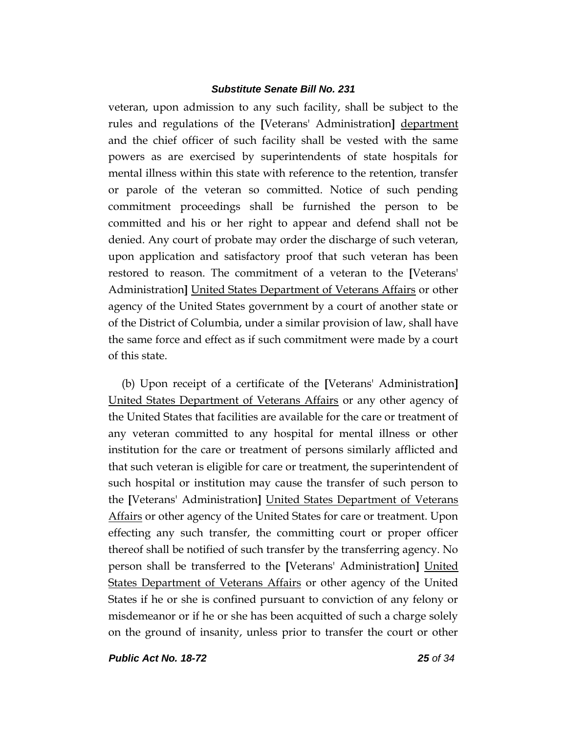veteran, upon admission to any such facility, shall be subject to the rules and regulations of the **[**Veterans' Administration**]** <u>department</u> and the chief officer of such facility shall be vested with the same powers as are exercised by superintendents of state hospitals for mental illness within this state with reference to the retention, transfer or parole of the veteran so committed. Notice of such pending commitment proceedings shall be furnished the person to be committed and his or her right to appear and defend shall not be denied. Any court of probate may order the discharge of such veteran, upon application and satisfactory proof that such veteran has been restored to reason. The commitment of a veteran to the **[**Veterans' Administration**]** <u>United States Department of Veterans Affairs</u> or other agency of the United States government by a court of another state or of the District of Columbia, under a similar provision of law, shall have the same force and effect as if such commitment were made by a court of this state.

(b) Upon receipt of a certificate of the **[**Veterans' Administration**]** <u>United States Department of Veterans Affairs</u> or any other agency of the United States that facilities are available for the care or treatment of any veteran committed to any hospital for mental illness or other institution for the care or treatment of persons similarly afflicted and that such veteran is eligible for care or treatment, the superintendent of such hospital or institution may cause the transfer of such person to the **[**Veterans' Administration**]** <u>United States Department of Veterans Affairs</u> or other agency of the United States for care or treatment. Upon effecting any such transfer, the committing court or proper officer thereof shall be notified of such transfer by the transferring agency. No person shall be transferred to the **[**Veterans' Administration**]** <u>United States Department of Veterans Affairs</u> or other agency of the United States if he or she is confined pursuant to conviction of any felony or misdemeanor or if he or she has been acquitted of such a charge solely on the ground of insanity, unless prior to transfer the court or other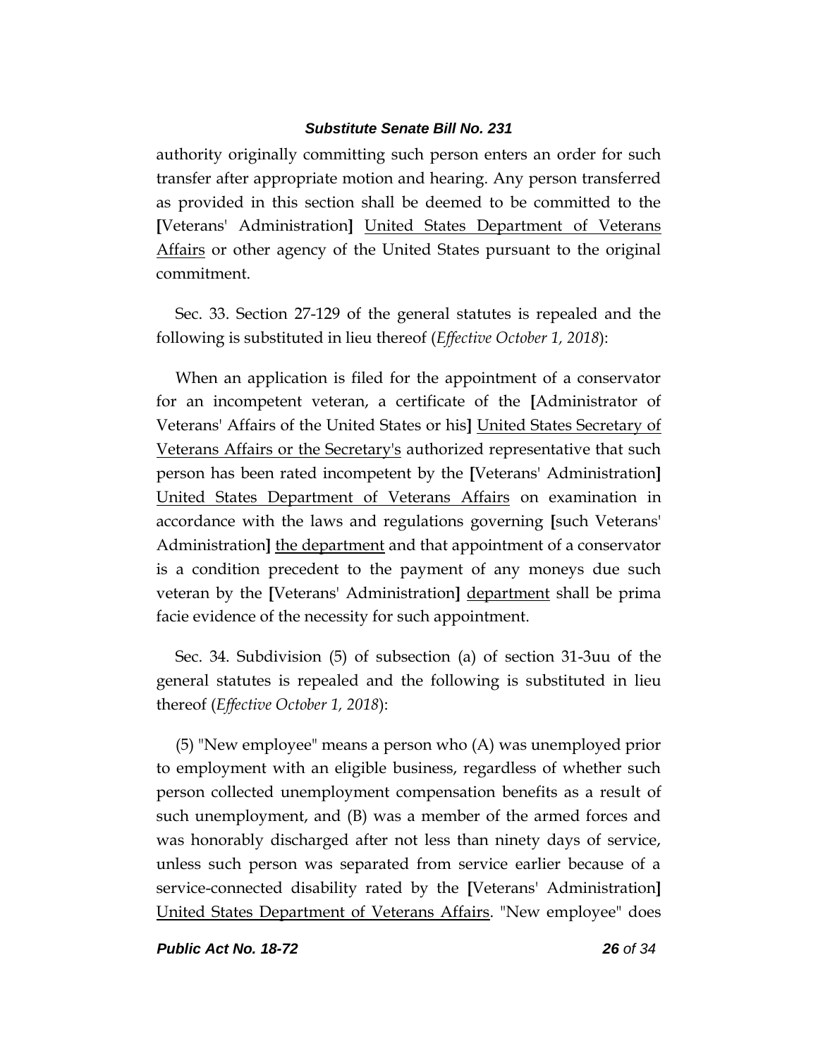authority originally committing such person enters an order for such transfer after appropriate motion and hearing. Any person transferred as provided in this section shall be deemed to be committed to the [Veterans' Administration] United States Department of Veterans Affairs or other agency of the United States pursuant to the original commitment.

Sec. 33. Section 27-129 of the general statutes is repealed and the following is substituted in lieu thereof (*Effective October 1, 2018*):

When an application is filed for the appointment of a conservator for an incompetent veteran, a certificate of the [Administrator of Veterans' Affairs of the United States or his] United States Secretary of Veterans Affairs or the Secretary's authorized representative that such person has been rated incompetent by the [Veterans' Administration] United States Department of Veterans Affairs on examination in accordance with the laws and regulations governing [such Veterans' Administration] the department and that appointment of a conservator is a condition precedent to the payment of any moneys due such veteran by the [Veterans' Administration] department shall be prima facie evidence of the necessity for such appointment.

Sec. 34. Subdivision (5) of subsection (a) of section 31-3uu of the general statutes is repealed and the following is substituted in lieu thereof (*Effective October 1, 2018*):

(5) "New employee" means a person who (A) was unemployed prior to employment with an eligible business, regardless of whether such person collected unemployment compensation benefits as a result of such unemployment, and (B) was a member of the armed forces and was honorably discharged after not less than ninety days of service, unless such person was separated from service earlier because of a service-connected disability rated by the [Veterans' Administration] United States Department of Veterans Affairs. "New employee" does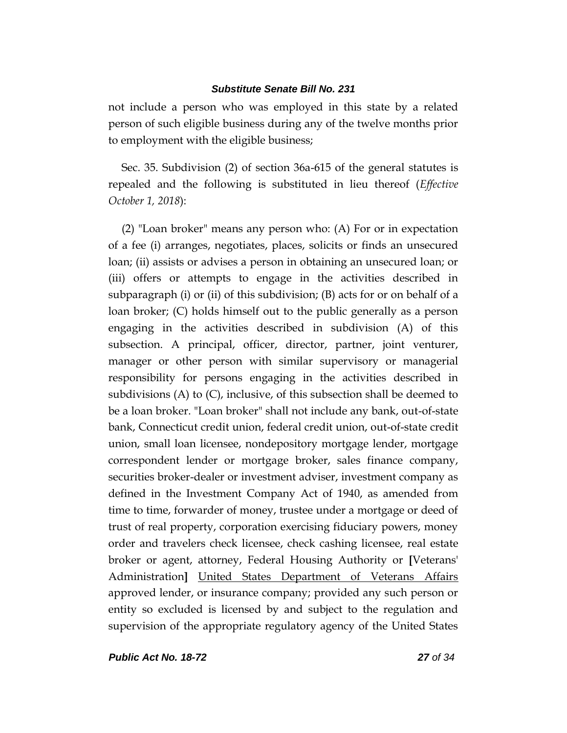not include a person who was employed in this state by a related person of such eligible business during any of the twelve months prior to employment with the eligible business;

Sec. 35. Subdivision (2) of section 36a-615 of the general statutes is repealed and the following is substituted in lieu thereof (*Effective October 1, 2018*):

(2) "Loan broker" means any person who: (A) For or in expectation of a fee (i) arranges, negotiates, places, solicits or finds an unsecured loan; (ii) assists or advises a person in obtaining an unsecured loan; or (iii) offers or attempts to engage in the activities described in subparagraph (i) or (ii) of this subdivision; (B) acts for or on behalf of a loan broker; (C) holds himself out to the public generally as a person engaging in the activities described in subdivision (A) of this subsection. A principal, officer, director, partner, joint venturer, manager or other person with similar supervisory or managerial responsibility for persons engaging in the activities described in subdivisions (A) to (C), inclusive, of this subsection shall be deemed to be a loan broker. "Loan broker" shall not include any bank, out-of-state bank, Connecticut credit union, federal credit union, out-of-state credit union, small loan licensee, nondepository mortgage lender, mortgage correspondent lender or mortgage broker, sales finance company, securities broker-dealer or investment adviser, investment company as defined in the Investment Company Act of 1940, as amended from time to time, forwarder of money, trustee under a mortgage or deed of trust of real property, corporation exercising fiduciary powers, money order and travelers check licensee, check cashing licensee, real estate broker or agent, attorney, Federal Housing Authority or **[**Veterans' Administration**]** United States Department of Veterans Affairs approved lender, or insurance company; provided any such person or entity so excluded is licensed by and subject to the regulation and supervision of the appropriate regulatory agency of the United States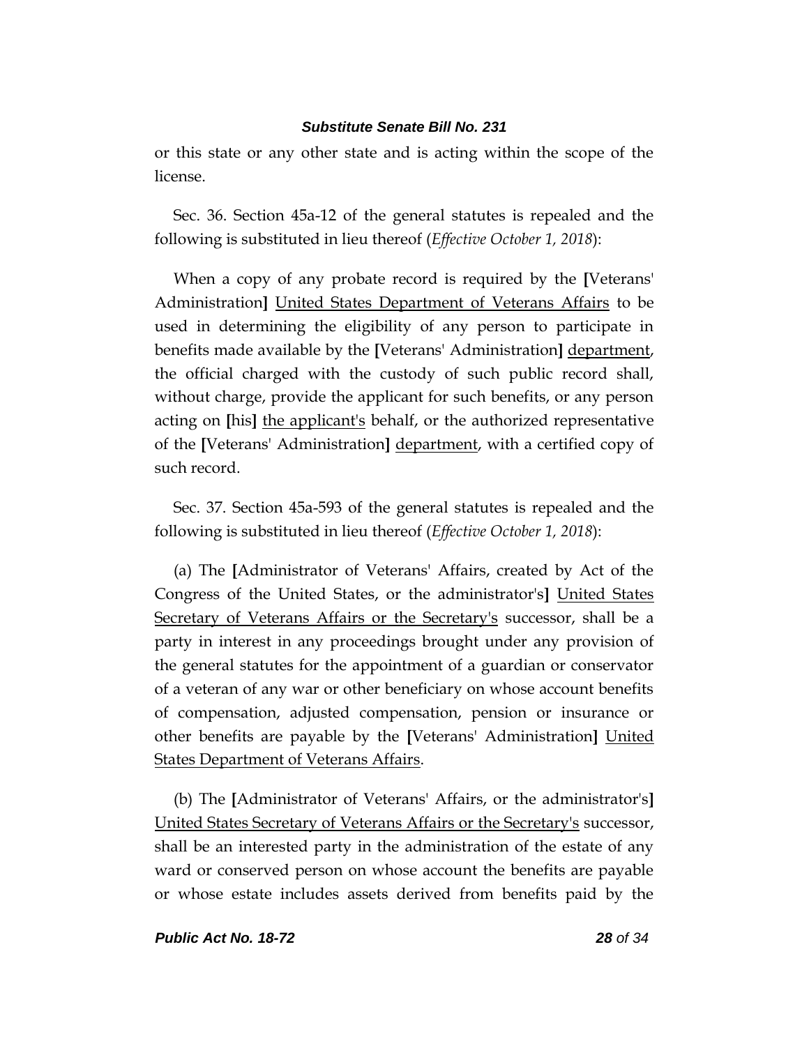or this state or any other state and is acting within the scope of the license.

Sec. 36. Section 45a-12 of the general statutes is repealed and the following is substituted in lieu thereof (*Effective October 1, 2018*):

When a copy of any probate record is required by the **[**Veterans' Administration**]** United States Department of Veterans Affairs to be used in determining the eligibility of any person to participate in benefits made available by the **[**Veterans' Administration**]** department, the official charged with the custody of such public record shall, without charge, provide the applicant for such benefits, or any person acting on **[**his**]** the applicant's behalf, or the authorized representative of the **[**Veterans' Administration**]** department, with a certified copy of such record.

Sec. 37. Section 45a-593 of the general statutes is repealed and the following is substituted in lieu thereof (*Effective October 1, 2018*):

(a) The **[**Administrator of Veterans' Affairs, created by Act of the Congress of the United States, or the administrator's**]** United States Secretary of Veterans Affairs or the Secretary's successor, shall be a party in interest in any proceedings brought under any provision of the general statutes for the appointment of a guardian or conservator of a veteran of any war or other beneficiary on whose account benefits of compensation, adjusted compensation, pension or insurance or other benefits are payable by the **[**Veterans' Administration**]** United States Department of Veterans Affairs.

(b) The **[**Administrator of Veterans' Affairs, or the administrator's**]** United States Secretary of Veterans Affairs or the Secretary's successor, shall be an interested party in the administration of the estate of any ward or conserved person on whose account the benefits are payable or whose estate includes assets derived from benefits paid by the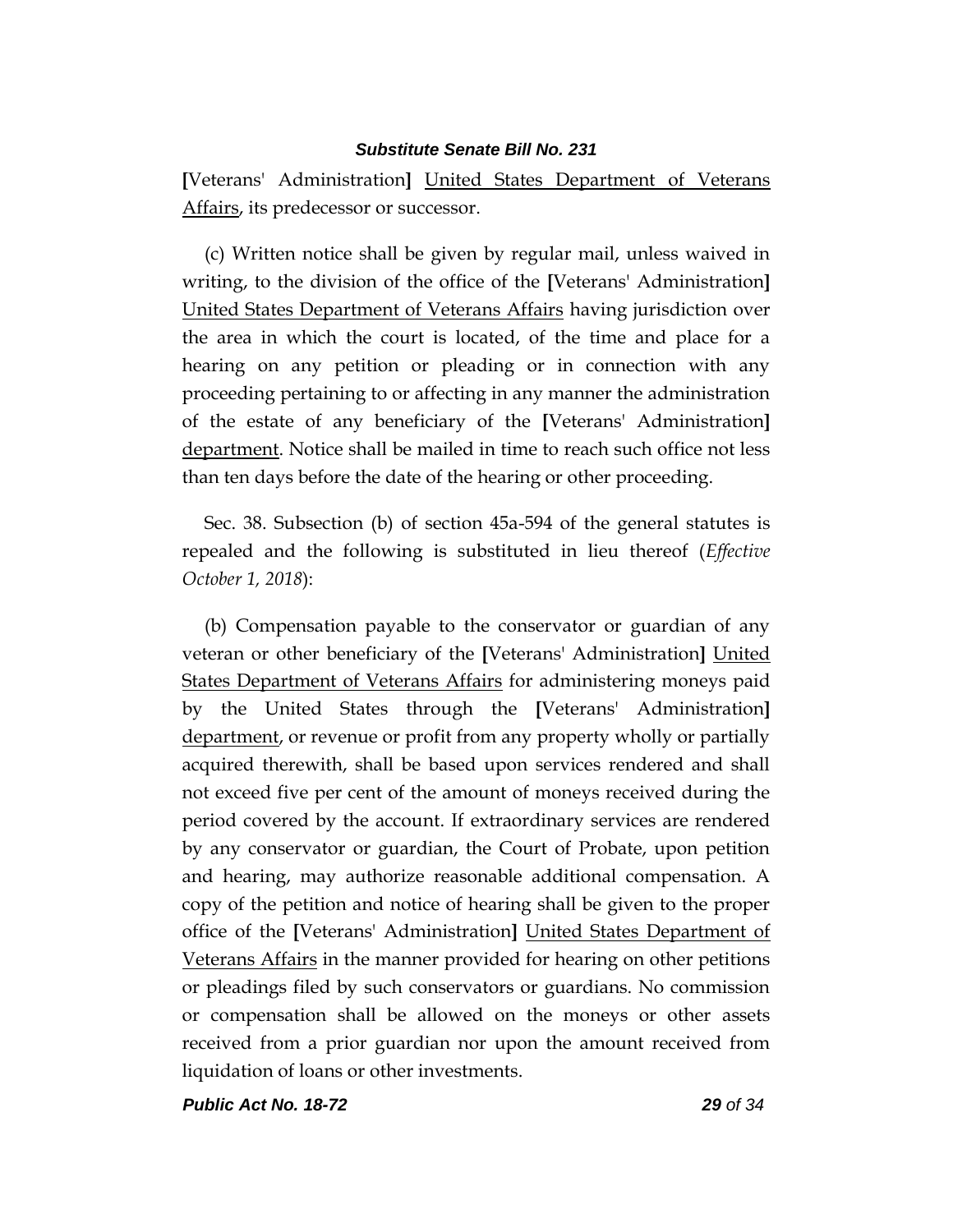[Veterans' Administration] <u>United States Department of Veterans Affairs</u>, its predecessor or successor.

(c) Written notice shall be given by regular mail, unless waived in writing, to the division of the office of the [Veterans' Administration] <u>United States Department of Veterans Affairs</u> having jurisdiction over the area in which the court is located, of the time and place for a hearing on any petition or pleading or in connection with any proceeding pertaining to or affecting in any manner the administration of the estate of any beneficiary of the [Veterans' Administration] <u>department</u>. Notice shall be mailed in time to reach such office not less than ten days before the date of the hearing or other proceeding.

Sec. 38. Subsection (b) of section 45a-594 of the general statutes is repealed and the following is substituted in lieu thereof (*Effective October 1, 2018*):

(b) Compensation payable to the conservator or guardian of any veteran or other beneficiary of the [Veterans' Administration] <u>United States Department of Veterans Affairs</u> for administering moneys paid by the United States through the [Veterans' Administration] <u>department</u>, or revenue or profit from any property wholly or partially acquired therewith, shall be based upon services rendered and shall not exceed five per cent of the amount of moneys received during the period covered by the account. If extraordinary services are rendered by any conservator or guardian, the Court of Probate, upon petition and hearing, may authorize reasonable additional compensation. A copy of the petition and notice of hearing shall be given to the proper office of the [Veterans' Administration] <u>United States Department of Veterans Affairs</u> in the manner provided for hearing on other petitions or pleadings filed by such conservators or guardians. No commission or compensation shall be allowed on the moneys or other assets received from a prior guardian nor upon the amount received from liquidation of loans or other investments.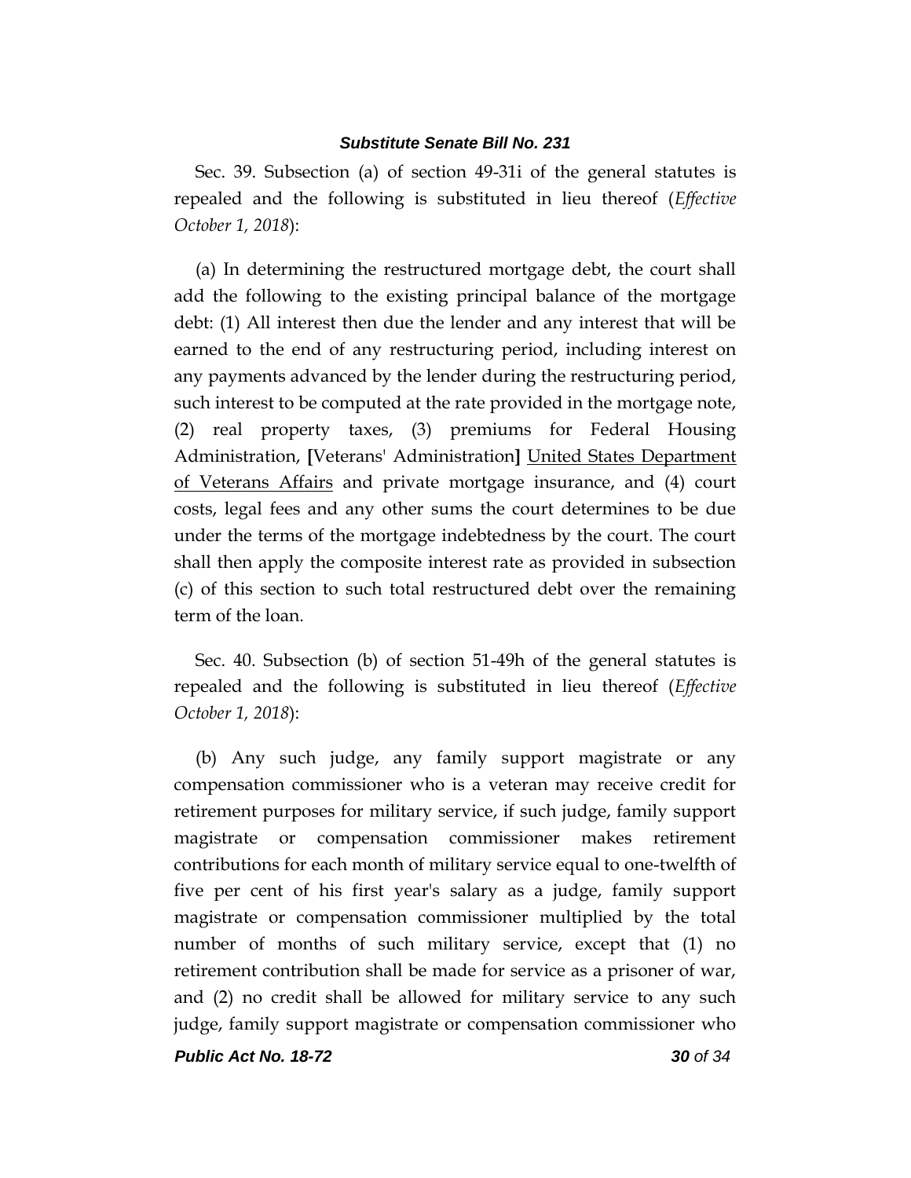Sec. 39. Subsection (a) of section 49-31i of the general statutes is repealed and the following is substituted in lieu thereof (*Effective October 1, 2018*):

(a) In determining the restructured mortgage debt, the court shall add the following to the existing principal balance of the mortgage debt: (1) All interest then due the lender and any interest that will be earned to the end of any restructuring period, including interest on any payments advanced by the lender during the restructuring period, such interest to be computed at the rate provided in the mortgage note, (2) real property taxes, (3) premiums for Federal Housing Administration, **[**Veterans' Administration**]** <u>United States Department of Veterans Affairs</u> and private mortgage insurance, and (4) court costs, legal fees and any other sums the court determines to be due under the terms of the mortgage indebtedness by the court. The court shall then apply the composite interest rate as provided in subsection (c) of this section to such total restructured debt over the remaining term of the loan.

Sec. 40. Subsection (b) of section 51-49h of the general statutes is repealed and the following is substituted in lieu thereof (*Effective October 1, 2018*):

(b) Any such judge, any family support magistrate or any compensation commissioner who is a veteran may receive credit for retirement purposes for military service, if such judge, family support magistrate or compensation commissioner makes retirement contributions for each month of military service equal to one-twelfth of five per cent of his first year's salary as a judge, family support magistrate or compensation commissioner multiplied by the total number of months of such military service, except that (1) no retirement contribution shall be made for service as a prisoner of war, and (2) no credit shall be allowed for military service to any such judge, family support magistrate or compensation commissioner who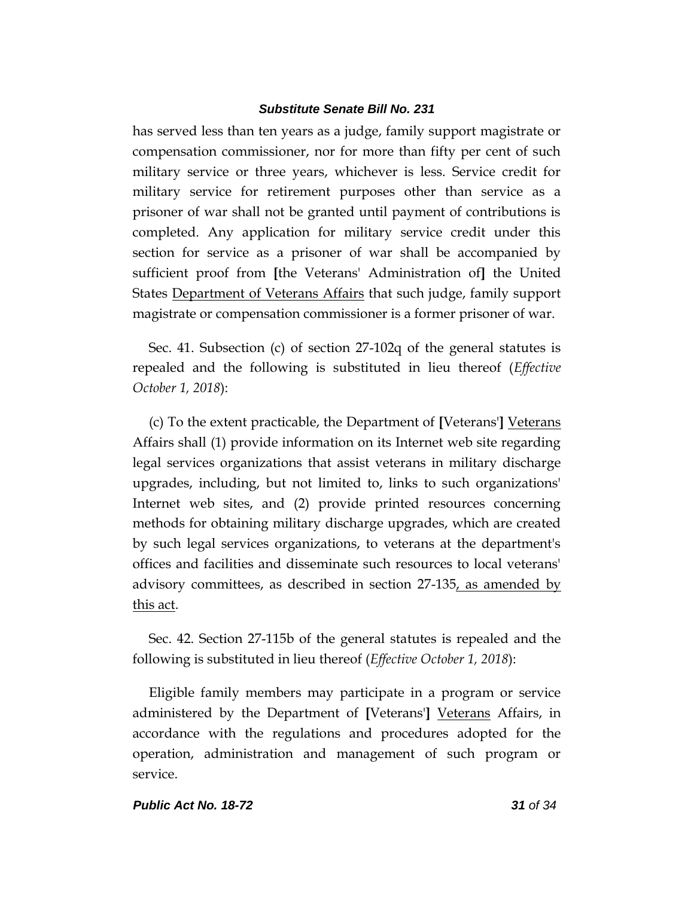has served less than ten years as a judge, family support magistrate or compensation commissioner, nor for more than fifty per cent of such military service or three years, whichever is less. Service credit for military service for retirement purposes other than service as a prisoner of war shall not be granted until payment of contributions is completed. Any application for military service credit under this section for service as a prisoner of war shall be accompanied by sufficient proof from **[**the Veterans' Administration of**]** the United States <u>Department of Veterans Affairs</u> that such judge, family support magistrate or compensation commissioner is a former prisoner of war.

Sec. 41. Subsection (c) of section 27-102q of the general statutes is repealed and the following is substituted in lieu thereof (*Effective October 1, 2018*):

(c) To the extent practicable, the Department of **[**Veterans'**]** <u>Veterans</u> Affairs shall (1) provide information on its Internet web site regarding legal services organizations that assist veterans in military discharge upgrades, including, but not limited to, links to such organizations' Internet web sites, and (2) provide printed resources concerning methods for obtaining military discharge upgrades, which are created by such legal services organizations, to veterans at the department's offices and facilities and disseminate such resources to local veterans' advisory committees, as described in section 27-135<u>, as amended by this act</u>.

Sec. 42. Section 27-115b of the general statutes is repealed and the following is substituted in lieu thereof (*Effective October 1, 2018*):

Eligible family members may participate in a program or service administered by the Department of **[**Veterans'**]** <u>Veterans</u> Affairs, in accordance with the regulations and procedures adopted for the operation, administration and management of such program or service.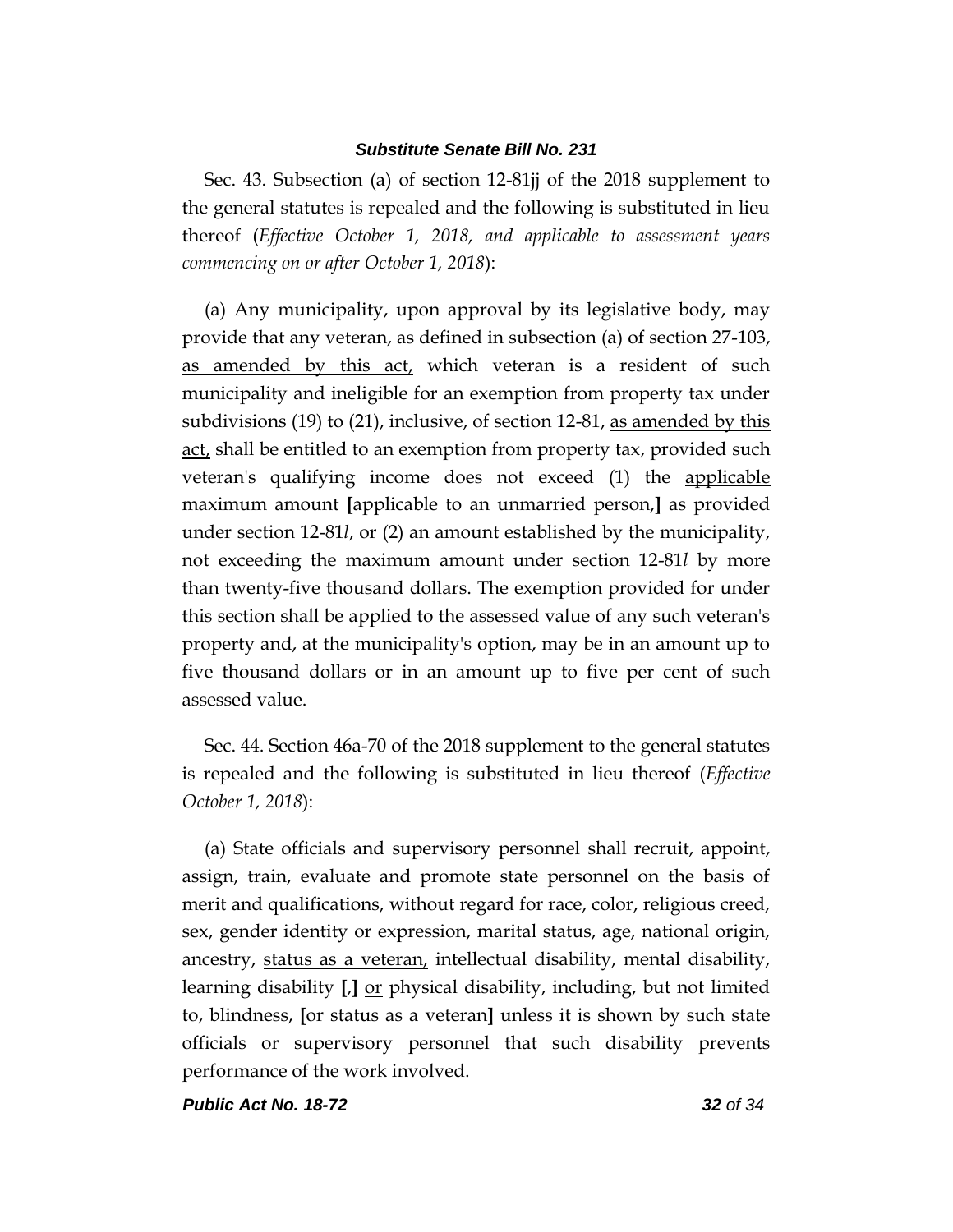Sec. 43. Subsection (a) of section 12-81jj of the 2018 supplement to the general statutes is repealed and the following is substituted in lieu thereof (*Effective October 1, 2018, and applicable to assessment years commencing on or after October 1, 2018*):

(a) Any municipality, upon approval by its legislative body, may provide that any veteran, as defined in subsection (a) of section 27-103, <u>as amended by this act,</u> which veteran is a resident of such municipality and ineligible for an exemption from property tax under subdivisions (19) to (21), inclusive, of section 12-81, <u>as amended by this act,</u> shall be entitled to an exemption from property tax, provided such veteran's qualifying income does not exceed (1) the <u>applicable</u> maximum amount **[**applicable to an unmarried person,**]** as provided under section 12-81*l*, or (2) an amount established by the municipality, not exceeding the maximum amount under section 12-81*l* by more than twenty-five thousand dollars. The exemption provided for under this section shall be applied to the assessed value of any such veteran's property and, at the municipality's option, may be in an amount up to five thousand dollars or in an amount up to five per cent of such assessed value.

Sec. 44. Section 46a-70 of the 2018 supplement to the general statutes is repealed and the following is substituted in lieu thereof (*Effective October 1, 2018*):

(a) State officials and supervisory personnel shall recruit, appoint, assign, train, evaluate and promote state personnel on the basis of merit and qualifications, without regard for race, color, religious creed, sex, gender identity or expression, marital status, age, national origin, ancestry, <u>status as a veteran,</u> intellectual disability, mental disability, learning disability **[**,**]** <u>or</u> physical disability, including, but not limited to, blindness, **[**or status as a veteran**]** unless it is shown by such state officials or supervisory personnel that such disability prevents performance of the work involved.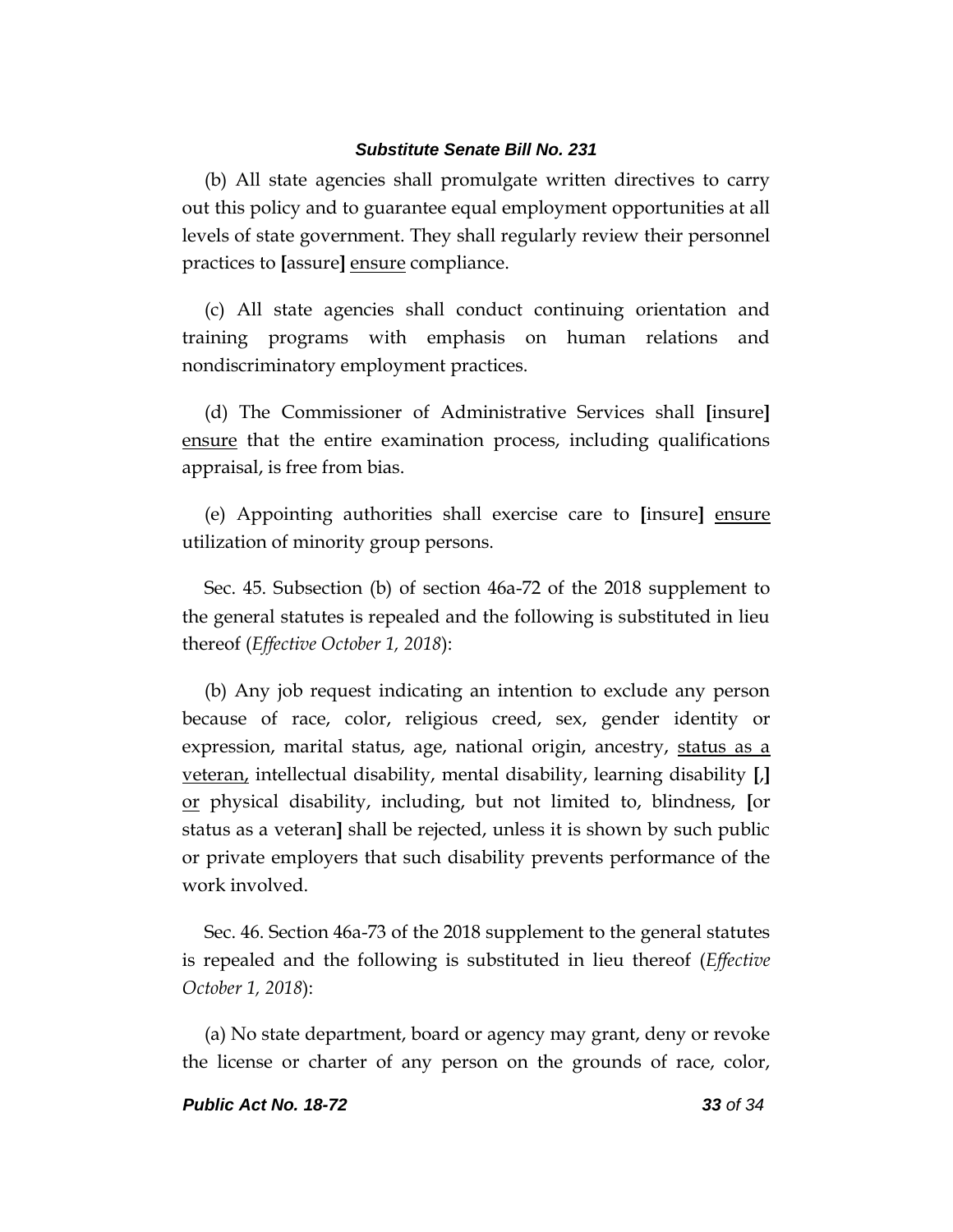(b) All state agencies shall promulgate written directives to carry out this policy and to guarantee equal employment opportunities at all levels of state government. They shall regularly review their personnel practices to **[**assure**]** <u>ensure</u> compliance.

(c) All state agencies shall conduct continuing orientation and training programs with emphasis on human relations and nondiscriminatory employment practices.

(d) The Commissioner of Administrative Services shall **[**insure**]** <u>ensure</u> that the entire examination process, including qualifications appraisal, is free from bias.

(e) Appointing authorities shall exercise care to **[**insure**]** <u>ensure</u> utilization of minority group persons.

Sec. 45. Subsection (b) of section 46a-72 of the 2018 supplement to the general statutes is repealed and the following is substituted in lieu thereof (*Effective October 1, 2018*):

(b) Any job request indicating an intention to exclude any person because of race, color, religious creed, sex, gender identity or expression, marital status, age, national origin, ancestry, <u>status as a veteran,</u> intellectual disability, mental disability, learning disability **[**,**]** <u>or</u> physical disability, including, but not limited to, blindness, **[**or status as a veteran**]** shall be rejected, unless it is shown by such public or private employers that such disability prevents performance of the work involved.

Sec. 46. Section 46a-73 of the 2018 supplement to the general statutes is repealed and the following is substituted in lieu thereof (*Effective October 1, 2018*):

(a) No state department, board or agency may grant, deny or revoke the license or charter of any person on the grounds of race, color,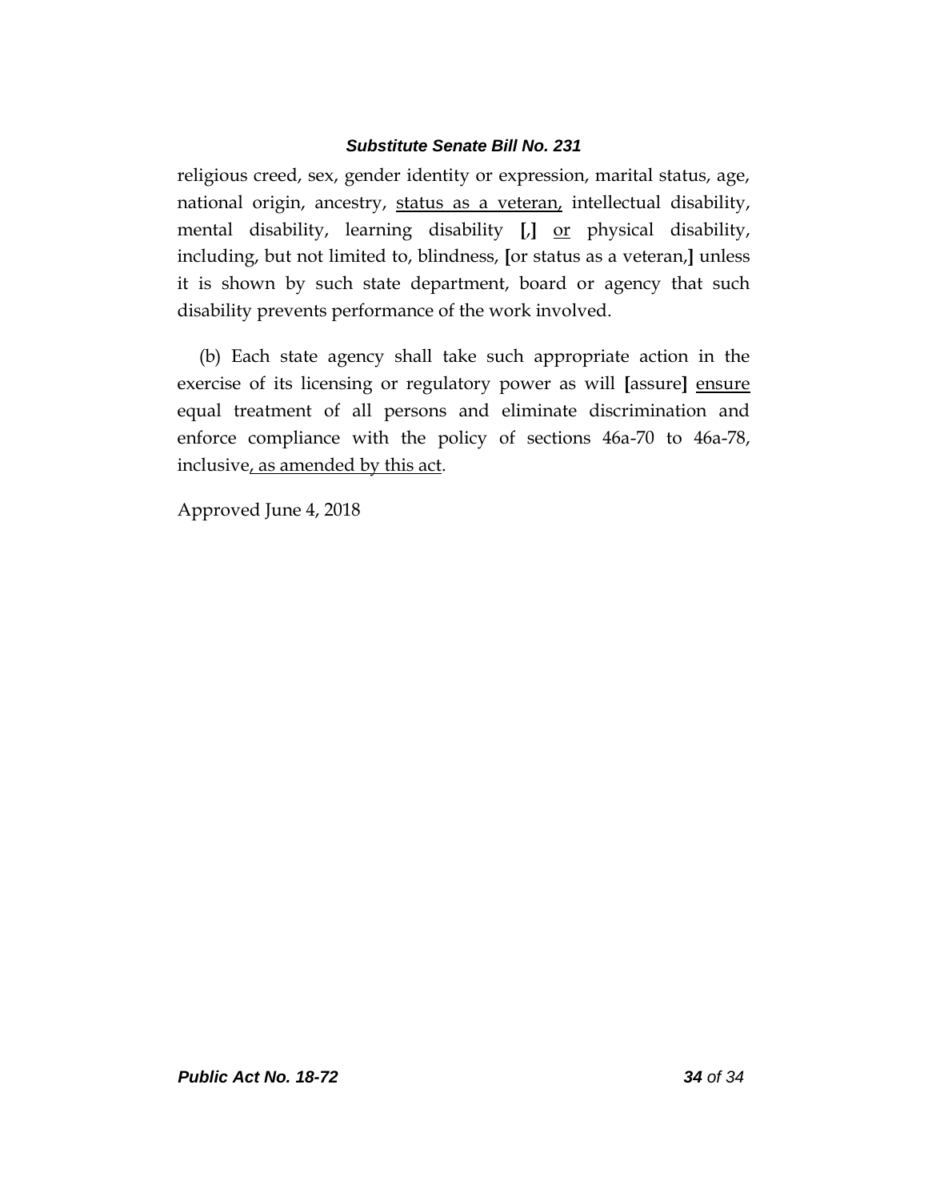religious creed, sex, gender identity or expression, marital status, age, national origin, ancestry, <u>status as a veteran,</u> intellectual disability, mental disability, learning disability **[**,**]** <u>or</u> physical disability, including, but not limited to, blindness, **[**or status as a veteran,**]** unless it is shown by such state department, board or agency that such disability prevents performance of the work involved.

(b) Each state agency shall take such appropriate action in the exercise of its licensing or regulatory power as will **[**assure**]** <u>ensure</u> equal treatment of all persons and eliminate discrimination and enforce compliance with the policy of sections 46a-70 to 46a-78, inclusive<u>, as amended by this act</u>.

Approved June 4, 2018